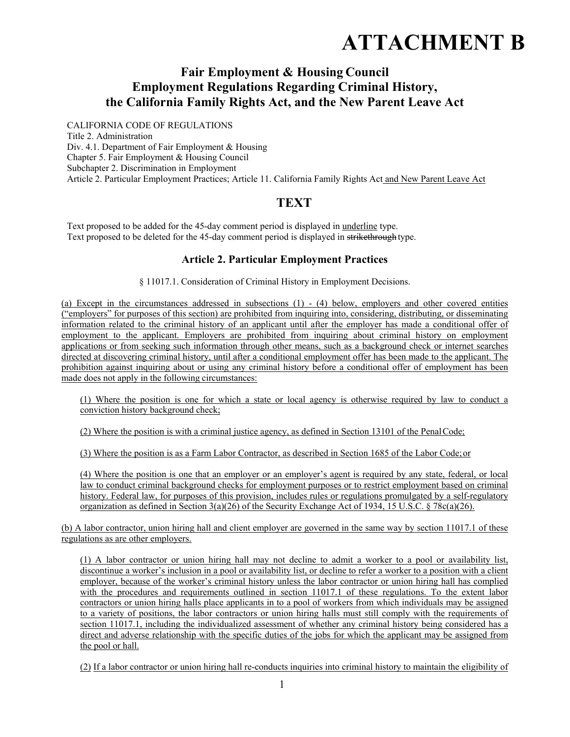# ATTACHMENT B

## Fair Employment & Housing Council
## Employment Regulations Regarding Criminal History, the California Family Rights Act, and the New Parent Leave Act

CALIFORNIA CODE OF REGULATIONS
Title 2. Administration
Div. 4.1. Department of Fair Employment & Housing
Chapter 5. Fair Employment & Housing Council
Subchapter 2. Discrimination in Employment
Article 2. Particular Employment Practices; Article 11. California Family Rights Act <u>and New Parent Leave Act</u>

## TEXT

Text proposed to be added for the 45-day comment period is displayed in <u>underline</u> type.
Text proposed to be deleted for the 45-day comment period is displayed in ~~strikethrough~~ type.

### Article 2. Particular Employment Practices

§ 11017.1. Consideration of Criminal History in Employment Decisions.

<u>(a) Except in the circumstances addressed in subsections (1) - (4) below, employers and other covered entities ("employers" for purposes of this section) are prohibited from inquiring into, considering, distributing, or disseminating information related to the criminal history of an applicant until after the employer has made a conditional offer of employment to the applicant. Employers are prohibited from inquiring about criminal history on employment applications or from seeking such information through other means, such as a background check or internet searches directed at discovering criminal history, until after a conditional employment offer has been made to the applicant. The prohibition against inquiring about or using any criminal history before a conditional offer of employment has been made does not apply in the following circumstances:</u>

<u>(1) Where the position is one for which a state or local agency is otherwise required by law to conduct a conviction history background check;</u>

<u>(2) Where the position is with a criminal justice agency, as defined in Section 13101 of the Penal Code;</u>

<u>(3) Where the position is as a Farm Labor Contractor, as described in Section 1685 of the Labor Code; or</u>

<u>(4) Where the position is one that an employer or an employer's agent is required by any state, federal, or local law to conduct criminal background checks for employment purposes or to restrict employment based on criminal history. Federal law, for purposes of this provision, includes rules or regulations promulgated by a self-regulatory organization as defined in Section 3(a)(26) of the Security Exchange Act of 1934, 15 U.S.C. § 78c(a)(26).</u>

<u>(b) A labor contractor, union hiring hall and client employer are governed in the same way by section 11017.1 of these regulations as are other employers.</u>

<u>(1) A labor contractor or union hiring hall may not decline to admit a worker to a pool or availability list, discontinue a worker's inclusion in a pool or availability list, or decline to refer a worker to a position with a client employer, because of the worker's criminal history unless the labor contractor or union hiring hall has complied with the procedures and requirements outlined in section 11017.1 of these regulations. To the extent labor contractors or union hiring halls place applicants in to a pool of workers from which individuals may be assigned to a variety of positions, the labor contractors or union hiring halls must still comply with the requirements of section 11017.1, including the individualized assessment of whether any criminal history being considered has a direct and adverse relationship with the specific duties of the jobs for which the applicant may be assigned from the pool or hall.</u>

<u>(2) If a labor contractor or union hiring hall re-conducts inquiries into criminal history to maintain the eligibility of</u>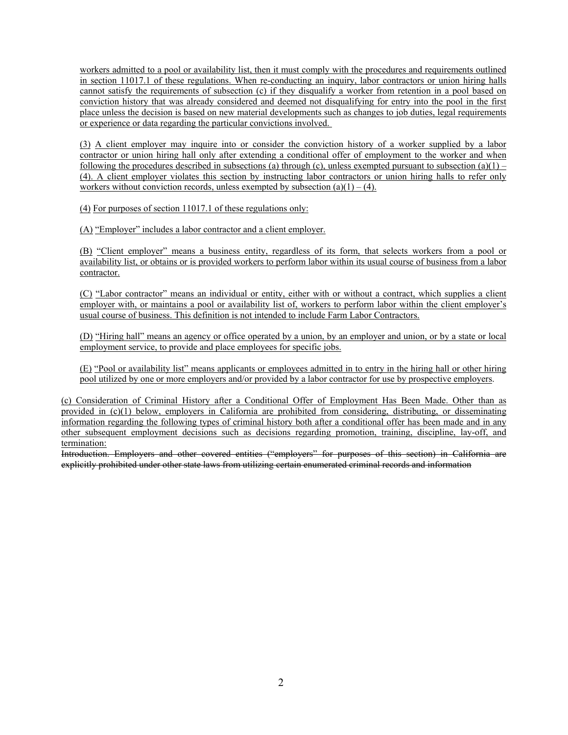workers admitted to a pool or availability list, then it must comply with the procedures and requirements outlined in section 11017.1 of these regulations. When re-conducting an inquiry, labor contractors or union hiring halls cannot satisfy the requirements of subsection (c) if they disqualify a worker from retention in a pool based on conviction history that was already considered and deemed not disqualifying for entry into the pool in the first place unless the decision is based on new material developments such as changes to job duties, legal requirements or experience or data regarding the particular convictions involved.

(3) A client employer may inquire into or consider the conviction history of a worker supplied by a labor contractor or union hiring hall only after extending a conditional offer of employment to the worker and when following the procedures described in subsections (a) through (c), unless exempted pursuant to subsection (a)(1) – (4). A client employer violates this section by instructing labor contractors or union hiring halls to refer only workers without conviction records, unless exempted by subsection (a)(1) – (4).

(4) For purposes of section 11017.1 of these regulations only:

(A) "Employer" includes a labor contractor and a client employer.

(B) "Client employer" means a business entity, regardless of its form, that selects workers from a pool or availability list, or obtains or is provided workers to perform labor within its usual course of business from a labor contractor.

(C) "Labor contractor" means an individual or entity, either with or without a contract, which supplies a client employer with, or maintains a pool or availability list of, workers to perform labor within the client employer's usual course of business. This definition is not intended to include Farm Labor Contractors.

(D) "Hiring hall" means an agency or office operated by a union, by an employer and union, or by a state or local employment service, to provide and place employees for specific jobs.

(E) "Pool or availability list" means applicants or employees admitted in to entry in the hiring hall or other hiring pool utilized by one or more employers and/or provided by a labor contractor for use by prospective employers.

(c) Consideration of Criminal History after a Conditional Offer of Employment Has Been Made. Other than as provided in (c)(1) below, employers in California are prohibited from considering, distributing, or disseminating information regarding the following types of criminal history both after a conditional offer has been made and in any other subsequent employment decisions such as decisions regarding promotion, training, discipline, lay-off, and termination:

~~Introduction. Employers and other covered entities ("employers" for purposes of this section) in California are explicitly prohibited under other state laws from utilizing certain enumerated criminal records and information~~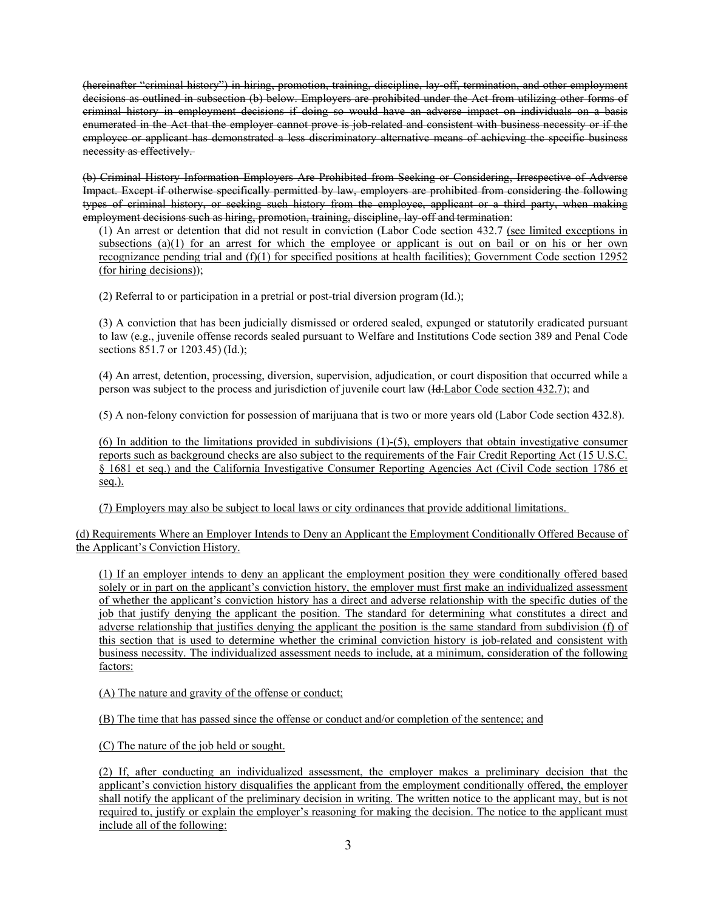~~(hereinafter "criminal history") in hiring, promotion, training, discipline, lay-off, termination, and other employment decisions as outlined in subsection (b) below. Employers are prohibited under the Act from utilizing other forms of criminal history in employment decisions if doing so would have an adverse impact on individuals on a basis enumerated in the Act that the employer cannot prove is job-related and consistent with business necessity or if the employee or applicant has demonstrated a less discriminatory alternative means of achieving the specific business necessity as effectively.~~

~~(b) Criminal History Information Employers Are Prohibited from Seeking or Considering, Irrespective of Adverse Impact. Except if otherwise specifically permitted by law, employers are prohibited from considering the following types of criminal history, or seeking such history from the employee, applicant or a third party, when making employment decisions such as hiring, promotion, training, discipline, lay-off and termination~~:

(1) An arrest or detention that did not result in conviction (Labor Code section 432.7 <u>(see limited exceptions in subsections (a)(1) for an arrest for which the employee or applicant is out on bail or on his or her own recognizance pending trial and (f)(1) for specified positions at health facilities); Government Code section 12952 (for hiring decisions)</u>);

(2) Referral to or participation in a pretrial or post-trial diversion program (Id.);

(3) A conviction that has been judicially dismissed or ordered sealed, expunged or statutorily eradicated pursuant to law (e.g., juvenile offense records sealed pursuant to Welfare and Institutions Code section 389 and Penal Code sections 851.7 or 1203.45) (Id.);

(4) An arrest, detention, processing, diversion, supervision, adjudication, or court disposition that occurred while a person was subject to the process and jurisdiction of juvenile court law (~~Id.~~<u>Labor Code section 432.7</u>); and

(5) A non-felony conviction for possession of marijuana that is two or more years old (Labor Code section 432.8).

<u>(6) In addition to the limitations provided in subdivisions (1)-(5), employers that obtain investigative consumer reports such as background checks are also subject to the requirements of the Fair Credit Reporting Act (15 U.S.C. § 1681 et seq.) and the California Investigative Consumer Reporting Agencies Act (Civil Code section 1786 et seq.).</u>

<u>(7) Employers may also be subject to local laws or city ordinances that provide additional limitations.</u>

<u>(d) Requirements Where an Employer Intends to Deny an Applicant the Employment Conditionally Offered Because of the Applicant's Conviction History.</u>

<u>(1) If an employer intends to deny an applicant the employment position they were conditionally offered based solely or in part on the applicant's conviction history, the employer must first make an individualized assessment of whether the applicant's conviction history has a direct and adverse relationship with the specific duties of the job that justify denying the applicant the position. The standard for determining what constitutes a direct and adverse relationship that justifies denying the applicant the position is the same standard from subdivision (f) of this section that is used to determine whether the criminal conviction history is job-related and consistent with business necessity. The individualized assessment needs to include, at a minimum, consideration of the following factors:</u>

<u>(A) The nature and gravity of the offense or conduct;</u>

<u>(B) The time that has passed since the offense or conduct and/or completion of the sentence; and</u>

<u>(C) The nature of the job held or sought.</u>

<u>(2) If, after conducting an individualized assessment, the employer makes a preliminary decision that the applicant's conviction history disqualifies the applicant from the employment conditionally offered, the employer shall notify the applicant of the preliminary decision in writing. The written notice to the applicant may, but is not required to, justify or explain the employer's reasoning for making the decision. The notice to the applicant must include all of the following:</u>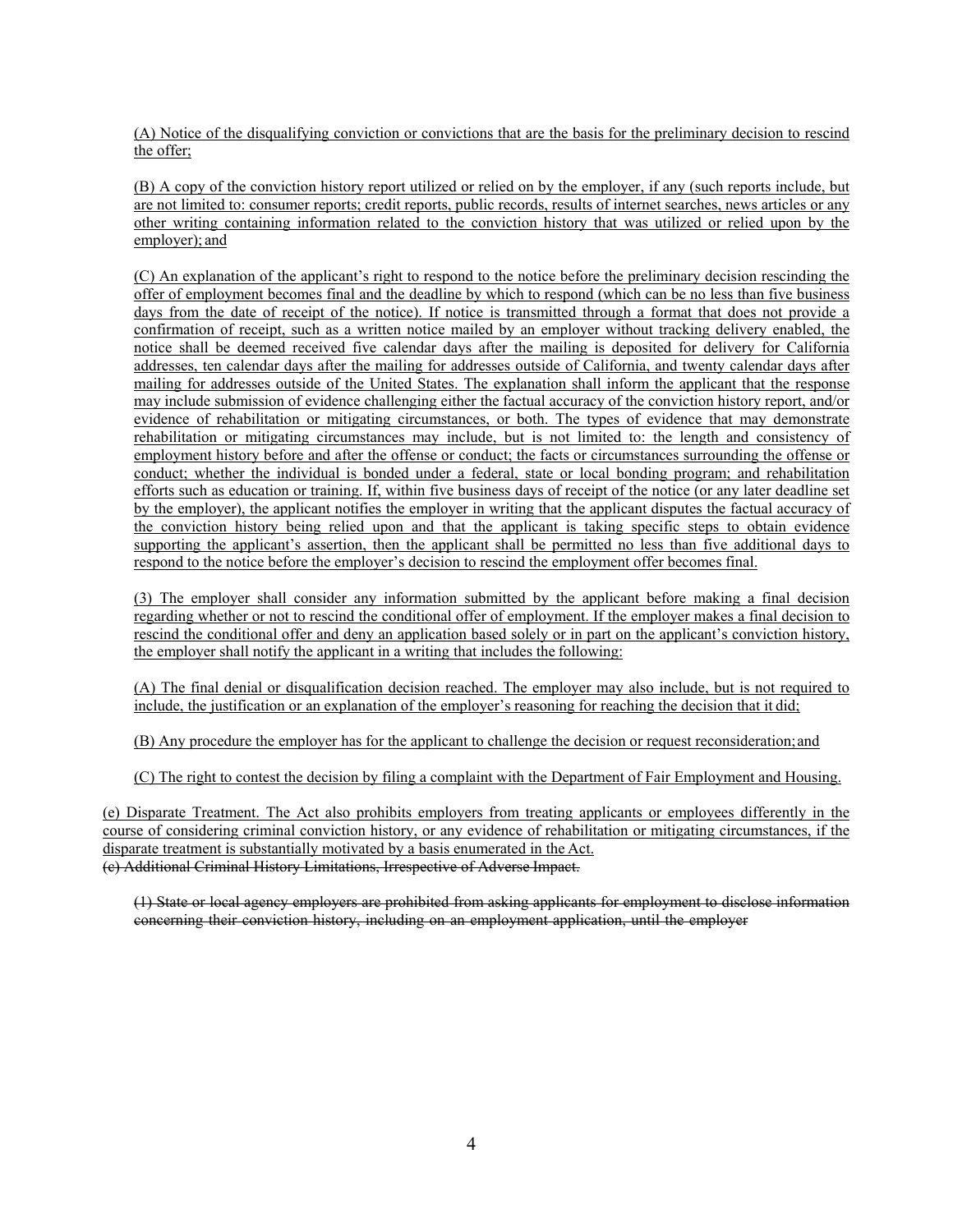(A) Notice of the disqualifying conviction or convictions that are the basis for the preliminary decision to rescind the offer;

(B) A copy of the conviction history report utilized or relied on by the employer, if any (such reports include, but are not limited to: consumer reports; credit reports, public records, results of internet searches, news articles or any other writing containing information related to the conviction history that was utilized or relied upon by the employer); and

(C) An explanation of the applicant's right to respond to the notice before the preliminary decision rescinding the offer of employment becomes final and the deadline by which to respond (which can be no less than five business days from the date of receipt of the notice). If notice is transmitted through a format that does not provide a confirmation of receipt, such as a written notice mailed by an employer without tracking delivery enabled, the notice shall be deemed received five calendar days after the mailing is deposited for delivery for California addresses, ten calendar days after the mailing for addresses outside of California, and twenty calendar days after mailing for addresses outside of the United States. The explanation shall inform the applicant that the response may include submission of evidence challenging either the factual accuracy of the conviction history report, and/or evidence of rehabilitation or mitigating circumstances, or both. The types of evidence that may demonstrate rehabilitation or mitigating circumstances may include, but is not limited to: the length and consistency of employment history before and after the offense or conduct; the facts or circumstances surrounding the offense or conduct; whether the individual is bonded under a federal, state or local bonding program; and rehabilitation efforts such as education or training. If, within five business days of receipt of the notice (or any later deadline set by the employer), the applicant notifies the employer in writing that the applicant disputes the factual accuracy of the conviction history being relied upon and that the applicant is taking specific steps to obtain evidence supporting the applicant's assertion, then the applicant shall be permitted no less than five additional days to respond to the notice before the employer's decision to rescind the employment offer becomes final.

(3) The employer shall consider any information submitted by the applicant before making a final decision regarding whether or not to rescind the conditional offer of employment. If the employer makes a final decision to rescind the conditional offer and deny an application based solely or in part on the applicant's conviction history, the employer shall notify the applicant in a writing that includes the following:

(A) The final denial or disqualification decision reached. The employer may also include, but is not required to include, the justification or an explanation of the employer's reasoning for reaching the decision that it did;

(B) Any procedure the employer has for the applicant to challenge the decision or request reconsideration; and

(C) The right to contest the decision by filing a complaint with the Department of Fair Employment and Housing.

(e) Disparate Treatment. The Act also prohibits employers from treating applicants or employees differently in the course of considering criminal conviction history, or any evidence of rehabilitation or mitigating circumstances, if the disparate treatment is substantially motivated by a basis enumerated in the Act.
~~(e) Additional Criminal History Limitations, Irrespective of Adverse Impact.~~

~~(1) State or local agency employers are prohibited from asking applicants for employment to disclose information concerning their conviction history, including on an employment application, until the employer~~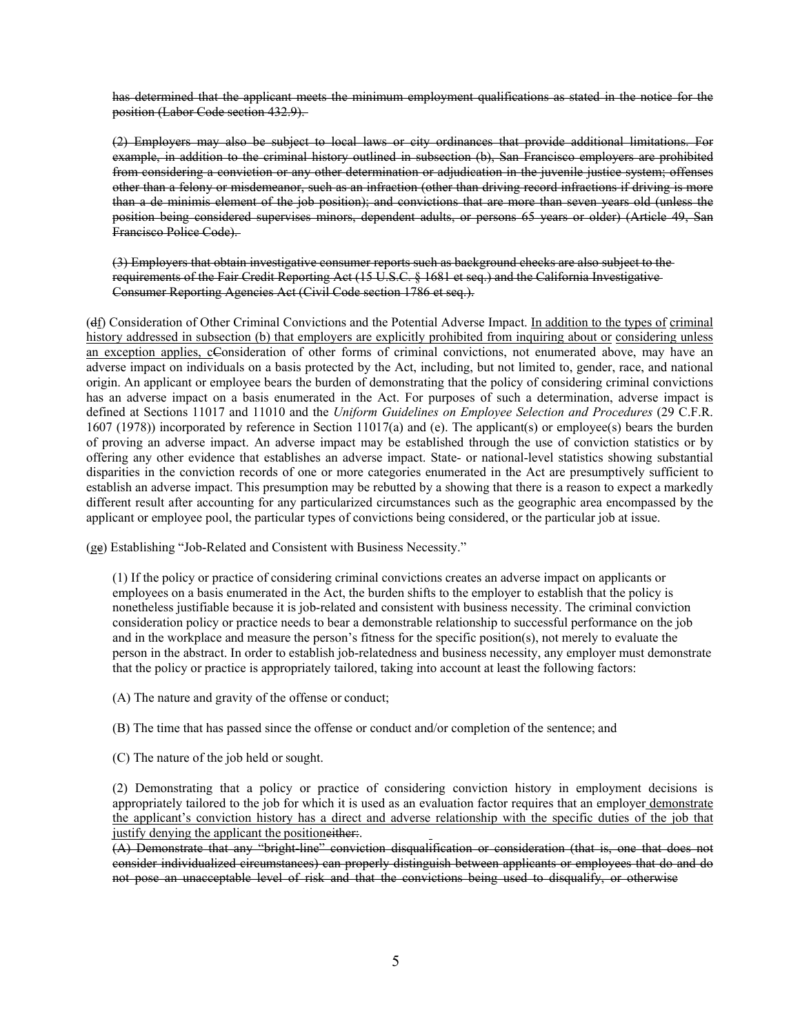~~has determined that the applicant meets the minimum employment qualifications as stated in the notice for the position (Labor Code section 432.9).~~

~~(2) Employers may also be subject to local laws or city ordinances that provide additional limitations. For example, in addition to the criminal history outlined in subsection (b), San Francisco employers are prohibited from considering a conviction or any other determination or adjudication in the juvenile justice system; offenses other than a felony or misdemeanor, such as an infraction (other than driving record infractions if driving is more than a de minimis element of the job position); and convictions that are more than seven years old (unless the position being considered supervises minors, dependent adults, or persons 65 years or older) (Article 49, San Francisco Police Code).~~

~~(3) Employers that obtain investigative consumer reports such as background checks are also subject to the requirements of the Fair Credit Reporting Act (15 U.S.C. § 1681 et seq.) and the California Investigative Consumer Reporting Agencies Act (Civil Code section 1786 et seq.).~~

(~~d~~<u>f</u>) Consideration of Other Criminal Convictions and the Potential Adverse Impact. <u>In addition to the types of criminal history addressed in subsection (b) that employers are explicitly prohibited from inquiring about or considering unless an exception applies, c</u>~~C~~onsideration of other forms of criminal convictions, not enumerated above, may have an adverse impact on individuals on a basis protected by the Act, including, but not limited to, gender, race, and national origin. An applicant or employee bears the burden of demonstrating that the policy of considering criminal convictions has an adverse impact on a basis enumerated in the Act. For purposes of such a determination, adverse impact is defined at Sections 11017 and 11010 and the *Uniform Guidelines on Employee Selection and Procedures* (29 C.F.R. 1607 (1978)) incorporated by reference in Section 11017(a) and (e). The applicant(s) or employee(s) bears the burden of proving an adverse impact. An adverse impact may be established through the use of conviction statistics or by offering any other evidence that establishes an adverse impact. State- or national-level statistics showing substantial disparities in the conviction records of one or more categories enumerated in the Act are presumptively sufficient to establish an adverse impact. This presumption may be rebutted by a showing that there is a reason to expect a markedly different result after accounting for any particularized circumstances such as the geographic area encompassed by the applicant or employee pool, the particular types of convictions being considered, or the particular job at issue.

(<u>g</u>~~e~~) Establishing "Job-Related and Consistent with Business Necessity."

(1) If the policy or practice of considering criminal convictions creates an adverse impact on applicants or employees on a basis enumerated in the Act, the burden shifts to the employer to establish that the policy is nonetheless justifiable because it is job-related and consistent with business necessity. The criminal conviction consideration policy or practice needs to bear a demonstrable relationship to successful performance on the job and in the workplace and measure the person's fitness for the specific position(s), not merely to evaluate the person in the abstract. In order to establish job-relatedness and business necessity, any employer must demonstrate that the policy or practice is appropriately tailored, taking into account at least the following factors:

(A) The nature and gravity of the offense or conduct;

(B) The time that has passed since the offense or conduct and/or completion of the sentence; and

(C) The nature of the job held or sought.

(2) Demonstrating that a policy or practice of considering conviction history in employment decisions is appropriately tailored to the job for which it is used as an evaluation factor requires that an employer<u> demonstrate the applicant's conviction history has a direct and adverse relationship with the specific duties of the job that justify denying the applicant the position</u>~~either:~~.

~~(A) Demonstrate that any "bright-line" conviction disqualification or consideration (that is, one that does not consider individualized circumstances) can properly distinguish between applicants or employees that do and do not pose an unacceptable level of risk and that the convictions being used to disqualify, or otherwise~~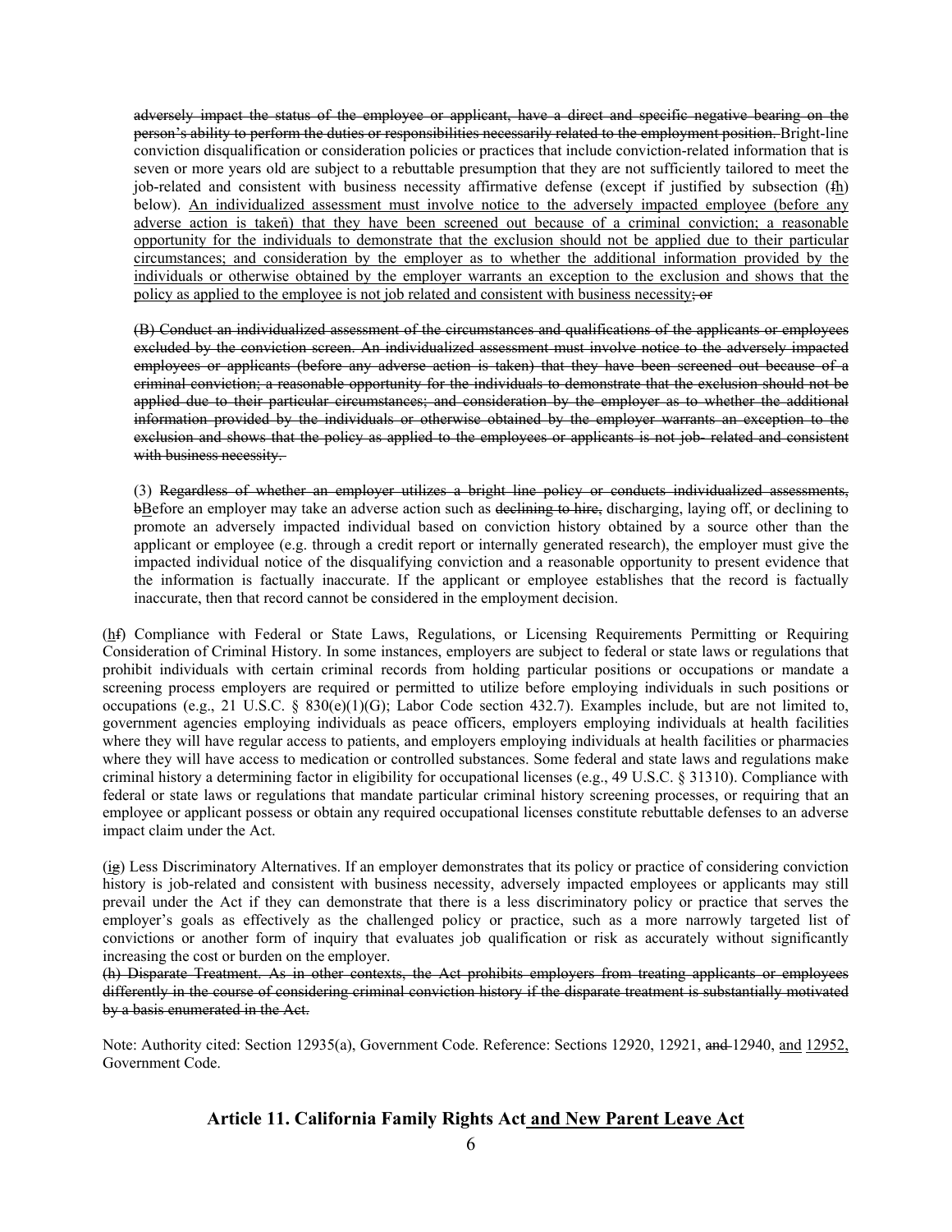~~adversely impact the status of the employee or applicant, have a direct and specific negative bearing on the person's ability to perform the duties or responsibilities necessarily related to the employment position.~~ Bright-line conviction disqualification or consideration policies or practices that include conviction-related information that is seven or more years old are subject to a rebuttable presumption that they are not sufficiently tailored to meet the job-related and consistent with business necessity affirmative defense (except if justified by subsection (~~f~~<u>h</u>) below). <u>An individualized assessment must involve notice to the adversely impacted employee (before any adverse action is taken) that they have been screened out because of a criminal conviction; a reasonable opportunity for the individuals to demonstrate that the exclusion should not be applied due to their particular circumstances; and consideration by the employer as to whether the additional information provided by the individuals or otherwise obtained by the employer warrants an exception to the exclusion and shows that the policy as applied to the employee is not job related and consistent with business necessity</u>~~; or~~

~~(B) Conduct an individualized assessment of the circumstances and qualifications of the applicants or employees excluded by the conviction screen. An individualized assessment must involve notice to the adversely impacted employees or applicants (before any adverse action is taken) that they have been screened out because of a criminal conviction; a reasonable opportunity for the individuals to demonstrate that the exclusion should not be applied due to their particular circumstances; and consideration by the employer as to whether the additional information provided by the individuals or otherwise obtained by the employer warrants an exception to the exclusion and shows that the policy as applied to the employees or applicants is not job- related and consistent with business necessity.~~

(3) ~~Regardless of whether an employer utilizes a bright line policy or conducts individualized assessments, b~~<u>B</u>efore an employer may take an adverse action such as ~~declining to hire,~~ discharging, laying off, or declining to promote an adversely impacted individual based on conviction history obtained by a source other than the applicant or employee (e.g. through a credit report or internally generated research), the employer must give the impacted individual notice of the disqualifying conviction and a reasonable opportunity to present evidence that the information is factually inaccurate. If the applicant or employee establishes that the record is factually inaccurate, then that record cannot be considered in the employment decision.

(<u>h</u>~~f~~) Compliance with Federal or State Laws, Regulations, or Licensing Requirements Permitting or Requiring Consideration of Criminal History. In some instances, employers are subject to federal or state laws or regulations that prohibit individuals with certain criminal records from holding particular positions or occupations or mandate a screening process employers are required or permitted to utilize before employing individuals in such positions or occupations (e.g., 21 U.S.C. § 830(e)(1)(G); Labor Code section 432.7). Examples include, but are not limited to, government agencies employing individuals as peace officers, employers employing individuals at health facilities where they will have regular access to patients, and employers employing individuals at health facilities or pharmacies where they will have access to medication or controlled substances. Some federal and state laws and regulations make criminal history a determining factor in eligibility for occupational licenses (e.g., 49 U.S.C. § 31310). Compliance with federal or state laws or regulations that mandate particular criminal history screening processes, or requiring that an employee or applicant possess or obtain any required occupational licenses constitute rebuttable defenses to an adverse impact claim under the Act.

(<u>i</u>~~g~~) Less Discriminatory Alternatives. If an employer demonstrates that its policy or practice of considering conviction history is job-related and consistent with business necessity, adversely impacted employees or applicants may still prevail under the Act if they can demonstrate that there is a less discriminatory policy or practice that serves the employer's goals as effectively as the challenged policy or practice, such as a more narrowly targeted list of convictions or another form of inquiry that evaluates job qualification or risk as accurately without significantly increasing the cost or burden on the employer.
~~(h) Disparate Treatment. As in other contexts, the Act prohibits employers from treating applicants or employees differently in the course of considering criminal conviction history if the disparate treatment is substantially motivated by a basis enumerated in the Act.~~

Note: Authority cited: Section 12935(a), Government Code. Reference: Sections 12920, 12921, ~~and~~ 12940, <u>and</u> <u>12952,</u> Government Code.

## Article 11. California Family Rights Act <u>and New Parent Leave Act</u>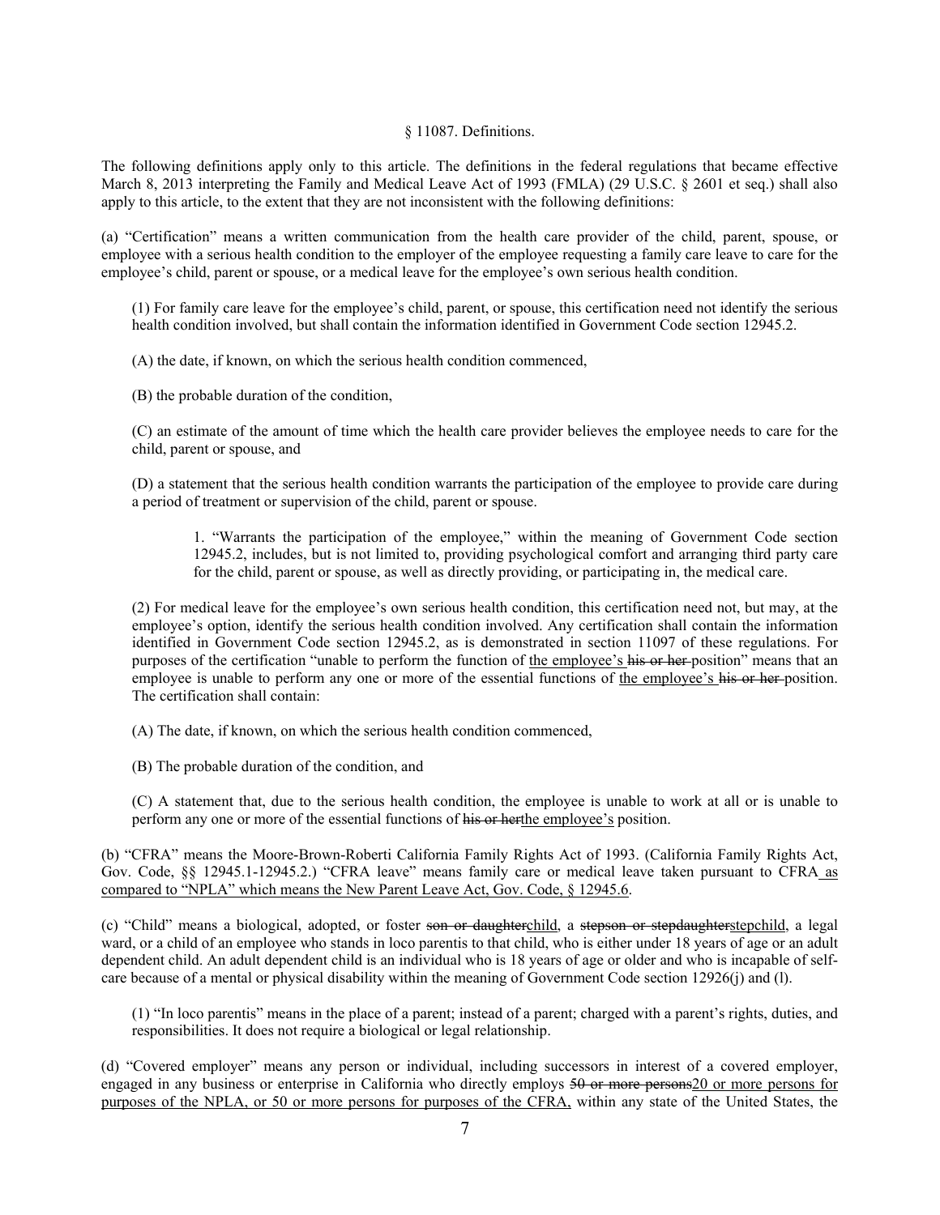§ 11087. Definitions.

The following definitions apply only to this article. The definitions in the federal regulations that became effective March 8, 2013 interpreting the Family and Medical Leave Act of 1993 (FMLA) (29 U.S.C. § 2601 et seq.) shall also apply to this article, to the extent that they are not inconsistent with the following definitions:

(a) "Certification" means a written communication from the health care provider of the child, parent, spouse, or employee with a serious health condition to the employer of the employee requesting a family care leave to care for the employee's child, parent or spouse, or a medical leave for the employee's own serious health condition.

> (1) For family care leave for the employee's child, parent, or spouse, this certification need not identify the serious health condition involved, but shall contain the information identified in Government Code section 12945.2.
>
> (A) the date, if known, on which the serious health condition commenced,
>
> (B) the probable duration of the condition,
>
> (C) an estimate of the amount of time which the health care provider believes the employee needs to care for the child, parent or spouse, and
>
> (D) a statement that the serious health condition warrants the participation of the employee to provide care during a period of treatment or supervision of the child, parent or spouse.
>
> > 1. "Warrants the participation of the employee," within the meaning of Government Code section 12945.2, includes, but is not limited to, providing psychological comfort and arranging third party care for the child, parent or spouse, as well as directly providing, or participating in, the medical care.
>
> (2) For medical leave for the employee's own serious health condition, this certification need not, but may, at the employee's option, identify the serious health condition involved. Any certification shall contain the information identified in Government Code section 12945.2, as is demonstrated in section 11097 of these regulations. For purposes of the certification "unable to perform the function of <u>the employee's</u> ~~his or her~~ position" means that an employee is unable to perform any one or more of the essential functions of <u>the employee's</u> ~~his or her~~ position. The certification shall contain:
>
> (A) The date, if known, on which the serious health condition commenced,
>
> (B) The probable duration of the condition, and
>
> (C) A statement that, due to the serious health condition, the employee is unable to work at all or is unable to perform any one or more of the essential functions of ~~his or her~~<u>the employee's</u> position.

(b) "CFRA" means the Moore-Brown-Roberti California Family Rights Act of 1993. (California Family Rights Act, Gov. Code, §§ 12945.1-12945.2.) "CFRA leave" means family care or medical leave taken pursuant to CFRA<u> as compared to "NPLA" which means the New Parent Leave Act, Gov. Code, § 12945.6</u>.

(c) "Child" means a biological, adopted, or foster ~~son or daughter~~<u>child</u>, a ~~stepson or stepdaughter~~<u>stepchild</u>, a legal ward, or a child of an employee who stands in loco parentis to that child, who is either under 18 years of age or an adult dependent child. An adult dependent child is an individual who is 18 years of age or older and who is incapable of self-care because of a mental or physical disability within the meaning of Government Code section 12926(j) and (l).

> (1) "In loco parentis" means in the place of a parent; instead of a parent; charged with a parent's rights, duties, and responsibilities. It does not require a biological or legal relationship.

(d) "Covered employer" means any person or individual, including successors in interest of a covered employer, engaged in any business or enterprise in California who directly employs ~~50 or more persons~~<u>20 or more persons for purposes of the NPLA, or 50 or more persons for purposes of the CFRA,</u> within any state of the United States, the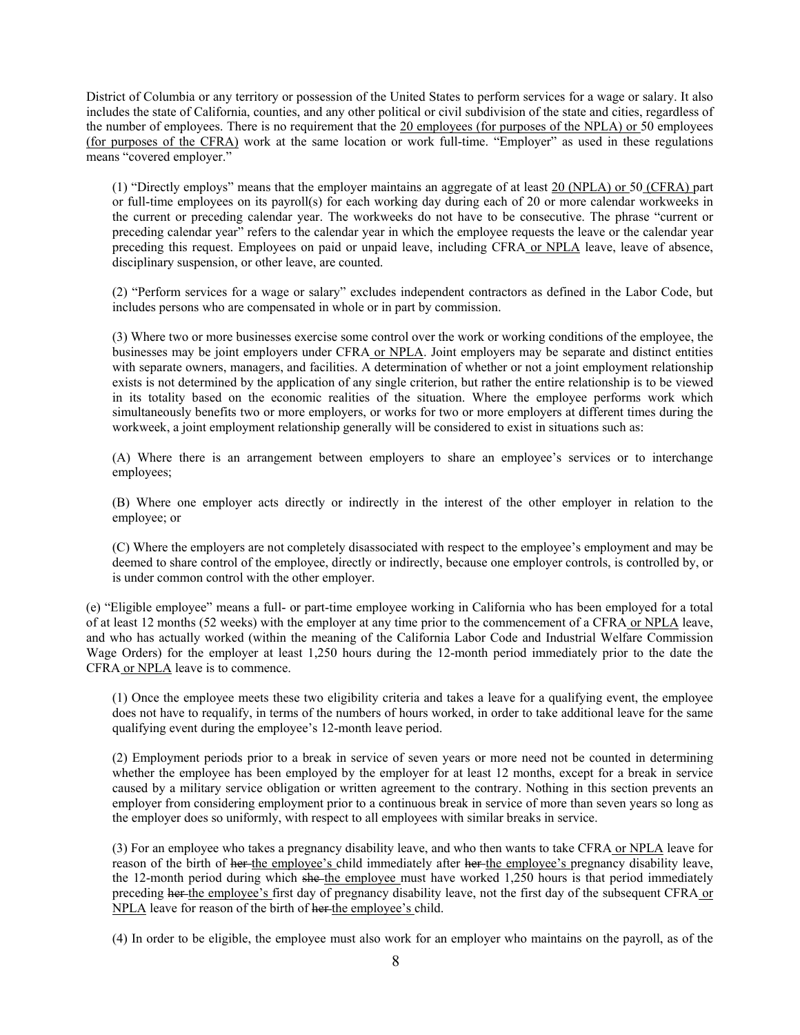District of Columbia or any territory or possession of the United States to perform services for a wage or salary. It also includes the state of California, counties, and any other political or civil subdivision of the state and cities, regardless of the number of employees. There is no requirement that the <u>20 employees (for purposes of the NPLA) or</u> 50 employees <u>(for purposes of the CFRA)</u> work at the same location or work full-time. "Employer" as used in these regulations means "covered employer."

(1) "Directly employs" means that the employer maintains an aggregate of at least <u>20 (NPLA) or</u> 50 <u>(CFRA)</u> part or full-time employees on its payroll(s) for each working day during each of 20 or more calendar workweeks in the current or preceding calendar year. The workweeks do not have to be consecutive. The phrase "current or preceding calendar year" refers to the calendar year in which the employee requests the leave or the calendar year preceding this request. Employees on paid or unpaid leave, including CFRA<u> or NPLA</u> leave, leave of absence, disciplinary suspension, or other leave, are counted.

(2) "Perform services for a wage or salary" excludes independent contractors as defined in the Labor Code, but includes persons who are compensated in whole or in part by commission.

(3) Where two or more businesses exercise some control over the work or working conditions of the employee, the businesses may be joint employers under CFRA<u> or NPLA</u>. Joint employers may be separate and distinct entities with separate owners, managers, and facilities. A determination of whether or not a joint employment relationship exists is not determined by the application of any single criterion, but rather the entire relationship is to be viewed in its totality based on the economic realities of the situation. Where the employee performs work which simultaneously benefits two or more employers, or works for two or more employers at different times during the workweek, a joint employment relationship generally will be considered to exist in situations such as:

(A) Where there is an arrangement between employers to share an employee's services or to interchange employees;

(B) Where one employer acts directly or indirectly in the interest of the other employer in relation to the employee; or

(C) Where the employers are not completely disassociated with respect to the employee's employment and may be deemed to share control of the employee, directly or indirectly, because one employer controls, is controlled by, or is under common control with the other employer.

(e) "Eligible employee" means a full- or part-time employee working in California who has been employed for a total of at least 12 months (52 weeks) with the employer at any time prior to the commencement of a CFRA<u> or NPLA</u> leave, and who has actually worked (within the meaning of the California Labor Code and Industrial Welfare Commission Wage Orders) for the employer at least 1,250 hours during the 12-month period immediately prior to the date the CFRA<u> or NPLA</u> leave is to commence.

(1) Once the employee meets these two eligibility criteria and takes a leave for a qualifying event, the employee does not have to requalify, in terms of the numbers of hours worked, in order to take additional leave for the same qualifying event during the employee's 12-month leave period.

(2) Employment periods prior to a break in service of seven years or more need not be counted in determining whether the employee has been employed by the employer for at least 12 months, except for a break in service caused by a military service obligation or written agreement to the contrary. Nothing in this section prevents an employer from considering employment prior to a continuous break in service of more than seven years so long as the employer does so uniformly, with respect to all employees with similar breaks in service.

(3) For an employee who takes a pregnancy disability leave, and who then wants to take CFRA<u> or NPLA</u> leave for reason of the birth of ~~her~~ <u>the employee's</u> child immediately after ~~her~~ <u>the employee's</u> pregnancy disability leave, the 12-month period during which ~~she~~ <u>the employee</u> must have worked 1,250 hours is that period immediately preceding ~~her~~ <u>the employee's</u> first day of pregnancy disability leave, not the first day of the subsequent CFRA<u> or NPLA</u> leave for reason of the birth of ~~her~~ <u>the employee's</u> child.

(4) In order to be eligible, the employee must also work for an employer who maintains on the payroll, as of the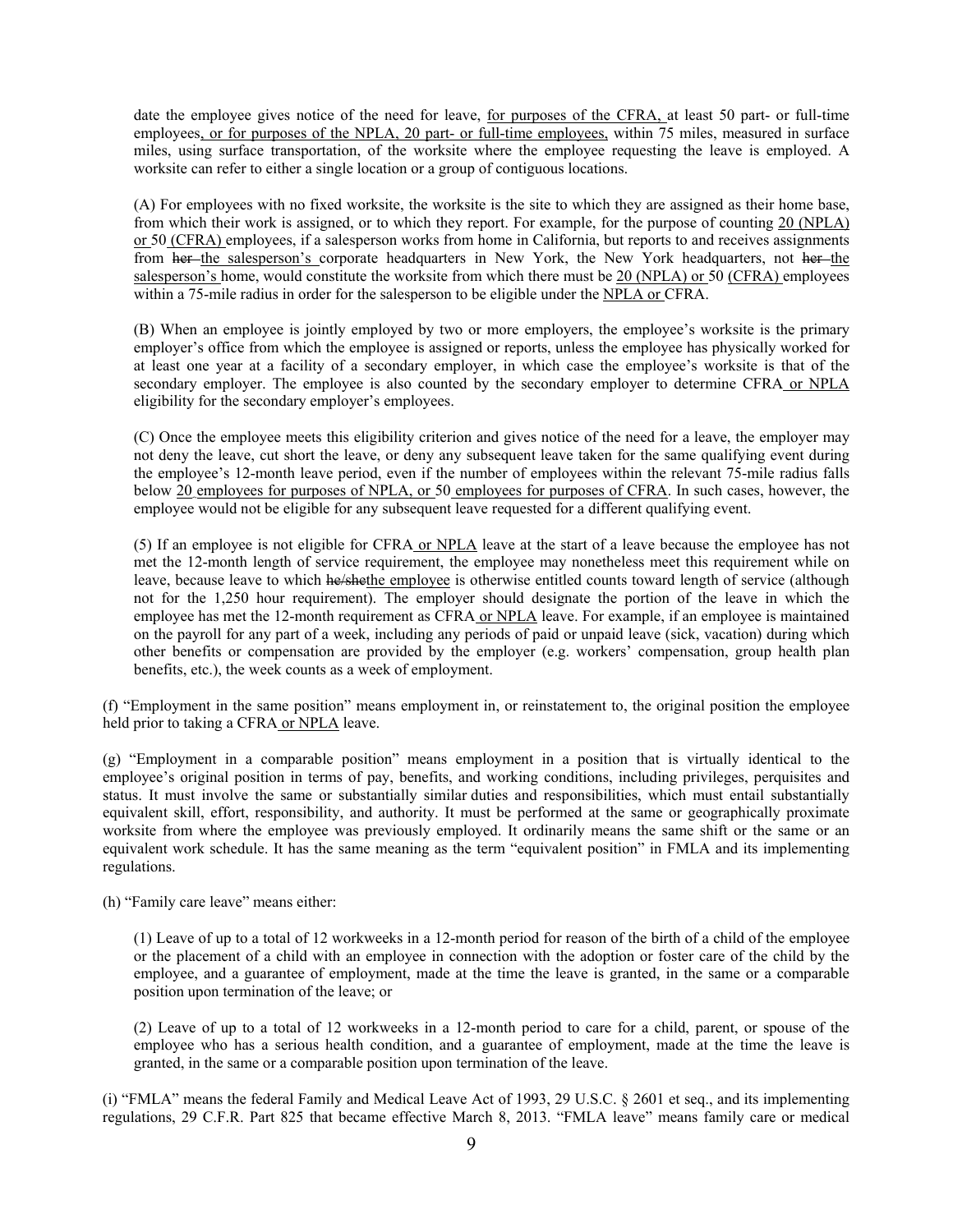date the employee gives notice of the need for leave, for purposes of the CFRA, at least 50 part- or full-time employees, or for purposes of the NPLA, 20 part- or full-time employees, within 75 miles, measured in surface miles, using surface transportation, of the worksite where the employee requesting the leave is employed. A worksite can refer to either a single location or a group of contiguous locations.

(A) For employees with no fixed worksite, the worksite is the site to which they are assigned as their home base, from which their work is assigned, or to which they report. For example, for the purpose of counting 20 (NPLA) or 50 (CFRA) employees, if a salesperson works from home in California, but reports to and receives assignments from ~~her~~ the salesperson's corporate headquarters in New York, the New York headquarters, not ~~her~~ the salesperson's home, would constitute the worksite from which there must be 20 (NPLA) or 50 (CFRA) employees within a 75-mile radius in order for the salesperson to be eligible under the NPLA or CFRA.

(B) When an employee is jointly employed by two or more employers, the employee's worksite is the primary employer's office from which the employee is assigned or reports, unless the employee has physically worked for at least one year at a facility of a secondary employer, in which case the employee's worksite is that of the secondary employer. The employee is also counted by the secondary employer to determine CFRA or NPLA eligibility for the secondary employer's employees.

(C) Once the employee meets this eligibility criterion and gives notice of the need for a leave, the employer may not deny the leave, cut short the leave, or deny any subsequent leave taken for the same qualifying event during the employee's 12-month leave period, even if the number of employees within the relevant 75-mile radius falls below 20 employees for purposes of NPLA, or 50 employees for purposes of CFRA. In such cases, however, the employee would not be eligible for any subsequent leave requested for a different qualifying event.

(5) If an employee is not eligible for CFRA or NPLA leave at the start of a leave because the employee has not met the 12-month length of service requirement, the employee may nonetheless meet this requirement while on leave, because leave to which ~~he/she~~ the employee is otherwise entitled counts toward length of service (although not for the 1,250 hour requirement). The employer should designate the portion of the leave in which the employee has met the 12-month requirement as CFRA or NPLA leave. For example, if an employee is maintained on the payroll for any part of a week, including any periods of paid or unpaid leave (sick, vacation) during which other benefits or compensation are provided by the employer (e.g. workers' compensation, group health plan benefits, etc.), the week counts as a week of employment.

(f) "Employment in the same position" means employment in, or reinstatement to, the original position the employee held prior to taking a CFRA or NPLA leave.

(g) "Employment in a comparable position" means employment in a position that is virtually identical to the employee's original position in terms of pay, benefits, and working conditions, including privileges, perquisites and status. It must involve the same or substantially similar duties and responsibilities, which must entail substantially equivalent skill, effort, responsibility, and authority. It must be performed at the same or geographically proximate worksite from where the employee was previously employed. It ordinarily means the same shift or the same or an equivalent work schedule. It has the same meaning as the term "equivalent position" in FMLA and its implementing regulations.

(h) "Family care leave" means either:

(1) Leave of up to a total of 12 workweeks in a 12-month period for reason of the birth of a child of the employee or the placement of a child with an employee in connection with the adoption or foster care of the child by the employee, and a guarantee of employment, made at the time the leave is granted, in the same or a comparable position upon termination of the leave; or

(2) Leave of up to a total of 12 workweeks in a 12-month period to care for a child, parent, or spouse of the employee who has a serious health condition, and a guarantee of employment, made at the time the leave is granted, in the same or a comparable position upon termination of the leave.

(i) "FMLA" means the federal Family and Medical Leave Act of 1993, 29 U.S.C. § 2601 et seq., and its implementing regulations, 29 C.F.R. Part 825 that became effective March 8, 2013. "FMLA leave" means family care or medical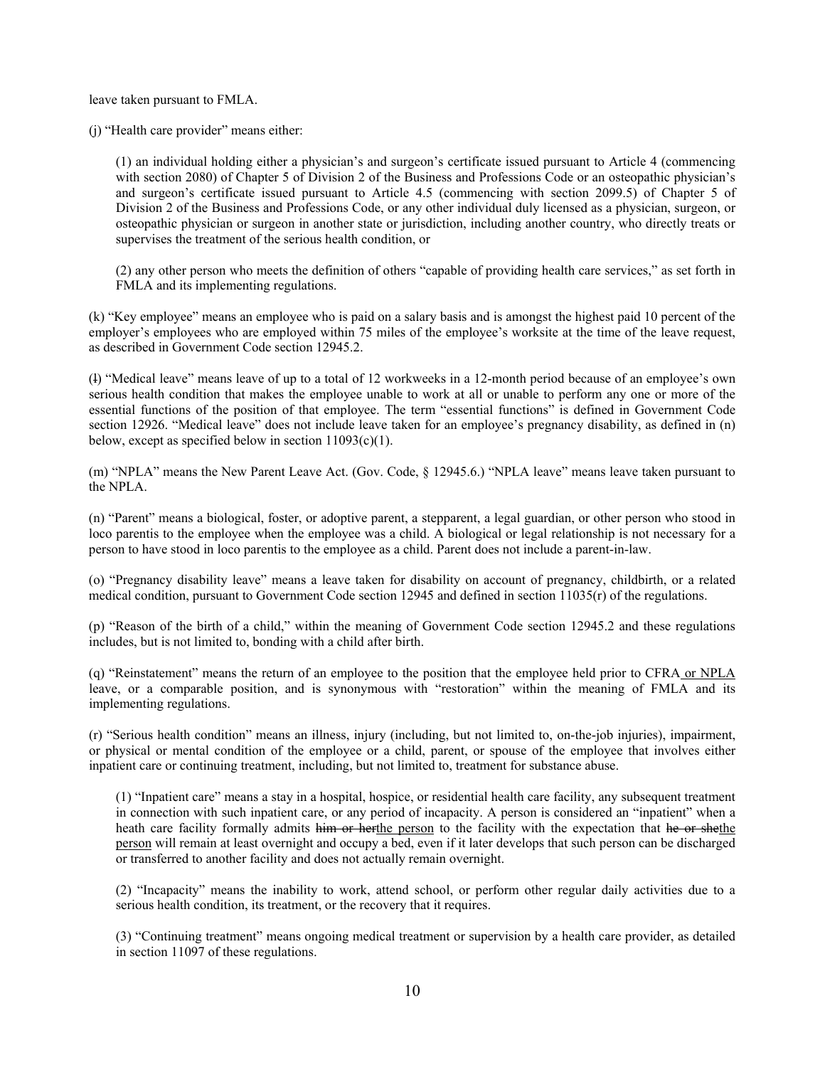leave taken pursuant to FMLA.

(j) "Health care provider" means either:

> (1) an individual holding either a physician's and surgeon's certificate issued pursuant to Article 4 (commencing with section 2080) of Chapter 5 of Division 2 of the Business and Professions Code or an osteopathic physician's and surgeon's certificate issued pursuant to Article 4.5 (commencing with section 2099.5) of Chapter 5 of Division 2 of the Business and Professions Code, or any other individual duly licensed as a physician, surgeon, or osteopathic physician or surgeon in another state or jurisdiction, including another country, who directly treats or supervises the treatment of the serious health condition, or
>
> (2) any other person who meets the definition of others "capable of providing health care services," as set forth in FMLA and its implementing regulations.

(k) "Key employee" means an employee who is paid on a salary basis and is amongst the highest paid 10 percent of the employer's employees who are employed within 75 miles of the employee's worksite at the time of the leave request, as described in Government Code section 12945.2.

(~~l~~) "Medical leave" means leave of up to a total of 12 workweeks in a 12-month period because of an employee's own serious health condition that makes the employee unable to work at all or unable to perform any one or more of the essential functions of the position of that employee. The term "essential functions" is defined in Government Code section 12926. "Medical leave" does not include leave taken for an employee's pregnancy disability, as defined in (n) below, except as specified below in section 11093(c)(1).

(m) "NPLA" means the New Parent Leave Act. (Gov. Code, § 12945.6.) "NPLA leave" means leave taken pursuant to the NPLA.

(n) "Parent" means a biological, foster, or adoptive parent, a stepparent, a legal guardian, or other person who stood in loco parentis to the employee when the employee was a child. A biological or legal relationship is not necessary for a person to have stood in loco parentis to the employee as a child. Parent does not include a parent-in-law.

(o) "Pregnancy disability leave" means a leave taken for disability on account of pregnancy, childbirth, or a related medical condition, pursuant to Government Code section 12945 and defined in section 11035(r) of the regulations.

(p) "Reason of the birth of a child," within the meaning of Government Code section 12945.2 and these regulations includes, but is not limited to, bonding with a child after birth.

(q) "Reinstatement" means the return of an employee to the position that the employee held prior to CFRA <u>or NPLA</u> leave, or a comparable position, and is synonymous with "restoration" within the meaning of FMLA and its implementing regulations.

(r) "Serious health condition" means an illness, injury (including, but not limited to, on-the-job injuries), impairment, or physical or mental condition of the employee or a child, parent, or spouse of the employee that involves either inpatient care or continuing treatment, including, but not limited to, treatment for substance abuse.

> (1) "Inpatient care" means a stay in a hospital, hospice, or residential health care facility, any subsequent treatment in connection with such inpatient care, or any period of incapacity. A person is considered an "inpatient" when a heath care facility formally admits ~~him or her~~<u>the person</u> to the facility with the expectation that ~~he or she~~<u>the person</u> will remain at least overnight and occupy a bed, even if it later develops that such person can be discharged or transferred to another facility and does not actually remain overnight.
>
> (2) "Incapacity" means the inability to work, attend school, or perform other regular daily activities due to a serious health condition, its treatment, or the recovery that it requires.
>
> (3) "Continuing treatment" means ongoing medical treatment or supervision by a health care provider, as detailed in section 11097 of these regulations.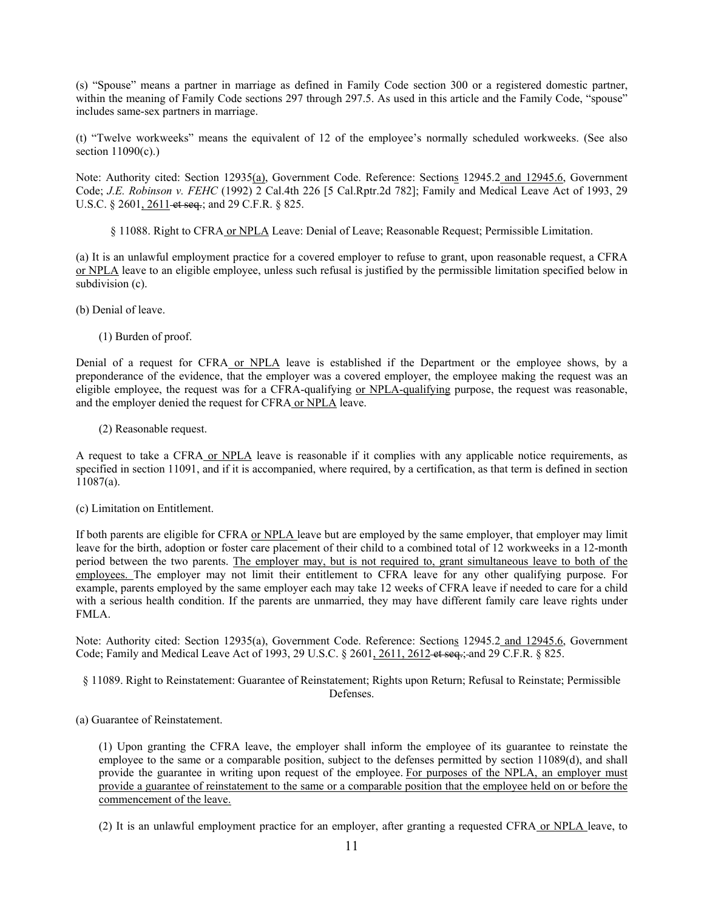(s) "Spouse" means a partner in marriage as defined in Family Code section 300 or a registered domestic partner, within the meaning of Family Code sections 297 through 297.5. As used in this article and the Family Code, "spouse" includes same-sex partners in marriage.

(t) "Twelve workweeks" means the equivalent of 12 of the employee's normally scheduled workweeks. (See also section 11090(c).)

Note: Authority cited: Section 12935(a), Government Code. Reference: Sections 12945.2 and 12945.6, Government Code; *J.E. Robinson v. FEHC* (1992) 2 Cal.4th 226 [5 Cal.Rptr.2d 782]; Family and Medical Leave Act of 1993, 29 U.S.C. § 2601, 2611 ~~et seq.~~; and 29 C.F.R. § 825.

§ 11088. Right to CFRA or NPLA Leave: Denial of Leave; Reasonable Request; Permissible Limitation.

(a) It is an unlawful employment practice for a covered employer to refuse to grant, upon reasonable request, a CFRA or NPLA leave to an eligible employee, unless such refusal is justified by the permissible limitation specified below in subdivision (c).

(b) Denial of leave.

(1) Burden of proof.

Denial of a request for CFRA or NPLA leave is established if the Department or the employee shows, by a preponderance of the evidence, that the employer was a covered employer, the employee making the request was an eligible employee, the request was for a CFRA-qualifying or NPLA-qualifying purpose, the request was reasonable, and the employer denied the request for CFRA or NPLA leave.

(2) Reasonable request.

A request to take a CFRA or NPLA leave is reasonable if it complies with any applicable notice requirements, as specified in section 11091, and if it is accompanied, where required, by a certification, as that term is defined in section 11087(a).

(c) Limitation on Entitlement.

If both parents are eligible for CFRA or NPLA leave but are employed by the same employer, that employer may limit leave for the birth, adoption or foster care placement of their child to a combined total of 12 workweeks in a 12-month period between the two parents. The employer may, but is not required to, grant simultaneous leave to both of the employees. The employer may not limit their entitlement to CFRA leave for any other qualifying purpose. For example, parents employed by the same employer each may take 12 weeks of CFRA leave if needed to care for a child with a serious health condition. If the parents are unmarried, they may have different family care leave rights under FMLA.

Note: Authority cited: Section 12935(a), Government Code. Reference: Sections 12945.2 and 12945.6, Government Code; Family and Medical Leave Act of 1993, 29 U.S.C. § 2601, 2611, 2612 ~~et seq.;~~ and 29 C.F.R. § 825.

§ 11089. Right to Reinstatement: Guarantee of Reinstatement; Rights upon Return; Refusal to Reinstate; Permissible Defenses.

(a) Guarantee of Reinstatement.

(1) Upon granting the CFRA leave, the employer shall inform the employee of its guarantee to reinstate the employee to the same or a comparable position, subject to the defenses permitted by section 11089(d), and shall provide the guarantee in writing upon request of the employee. For purposes of the NPLA, an employer must provide a guarantee of reinstatement to the same or a comparable position that the employee held on or before the commencement of the leave.

(2) It is an unlawful employment practice for an employer, after granting a requested CFRA or NPLA leave, to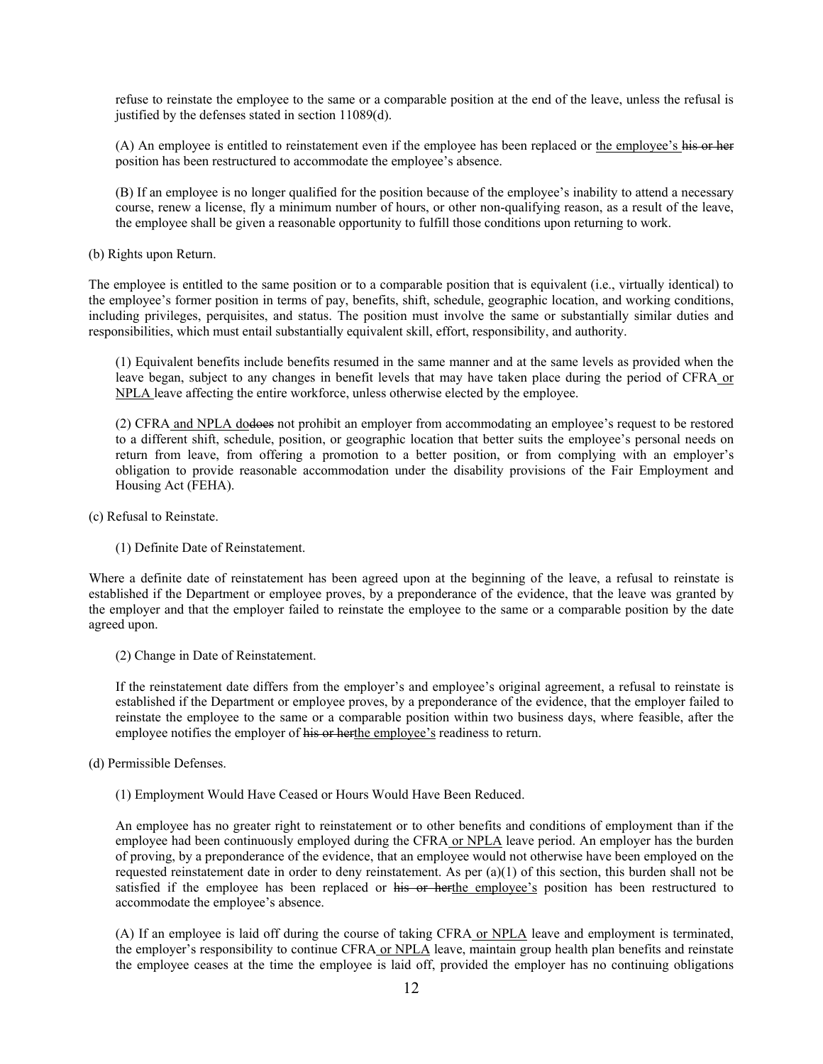refuse to reinstate the employee to the same or a comparable position at the end of the leave, unless the refusal is justified by the defenses stated in section 11089(d).

(A) An employee is entitled to reinstatement even if the employee has been replaced or <u>the employee's</u> ~~his or her~~ position has been restructured to accommodate the employee's absence.

(B) If an employee is no longer qualified for the position because of the employee's inability to attend a necessary course, renew a license, fly a minimum number of hours, or other non-qualifying reason, as a result of the leave, the employee shall be given a reasonable opportunity to fulfill those conditions upon returning to work.

(b) Rights upon Return.

The employee is entitled to the same position or to a comparable position that is equivalent (i.e., virtually identical) to the employee's former position in terms of pay, benefits, shift, schedule, geographic location, and working conditions, including privileges, perquisites, and status. The position must involve the same or substantially similar duties and responsibilities, which must entail substantially equivalent skill, effort, responsibility, and authority.

(1) Equivalent benefits include benefits resumed in the same manner and at the same levels as provided when the leave began, subject to any changes in benefit levels that may have taken place during the period of CFRA <u>or NPLA</u> leave affecting the entire workforce, unless otherwise elected by the employee.

(2) CFRA <u>and NPLA do</u>~~does~~ not prohibit an employer from accommodating an employee's request to be restored to a different shift, schedule, position, or geographic location that better suits the employee's personal needs on return from leave, from offering a promotion to a better position, or from complying with an employer's obligation to provide reasonable accommodation under the disability provisions of the Fair Employment and Housing Act (FEHA).

(c) Refusal to Reinstate.

(1) Definite Date of Reinstatement.

Where a definite date of reinstatement has been agreed upon at the beginning of the leave, a refusal to reinstate is established if the Department or employee proves, by a preponderance of the evidence, that the leave was granted by the employer and that the employer failed to reinstate the employee to the same or a comparable position by the date agreed upon.

(2) Change in Date of Reinstatement.

If the reinstatement date differs from the employer's and employee's original agreement, a refusal to reinstate is established if the Department or employee proves, by a preponderance of the evidence, that the employer failed to reinstate the employee to the same or a comparable position within two business days, where feasible, after the employee notifies the employer of ~~his or her~~<u>the employee's</u> readiness to return.

(d) Permissible Defenses.

(1) Employment Would Have Ceased or Hours Would Have Been Reduced.

An employee has no greater right to reinstatement or to other benefits and conditions of employment than if the employee had been continuously employed during the CFRA <u>or NPLA</u> leave period. An employer has the burden of proving, by a preponderance of the evidence, that an employee would not otherwise have been employed on the requested reinstatement date in order to deny reinstatement. As per (a)(1) of this section, this burden shall not be satisfied if the employee has been replaced or ~~his or her~~<u>the employee's</u> position has been restructured to accommodate the employee's absence.

(A) If an employee is laid off during the course of taking CFRA <u>or NPLA</u> leave and employment is terminated, the employer's responsibility to continue CFRA <u>or NPLA</u> leave, maintain group health plan benefits and reinstate the employee ceases at the time the employee is laid off, provided the employer has no continuing obligations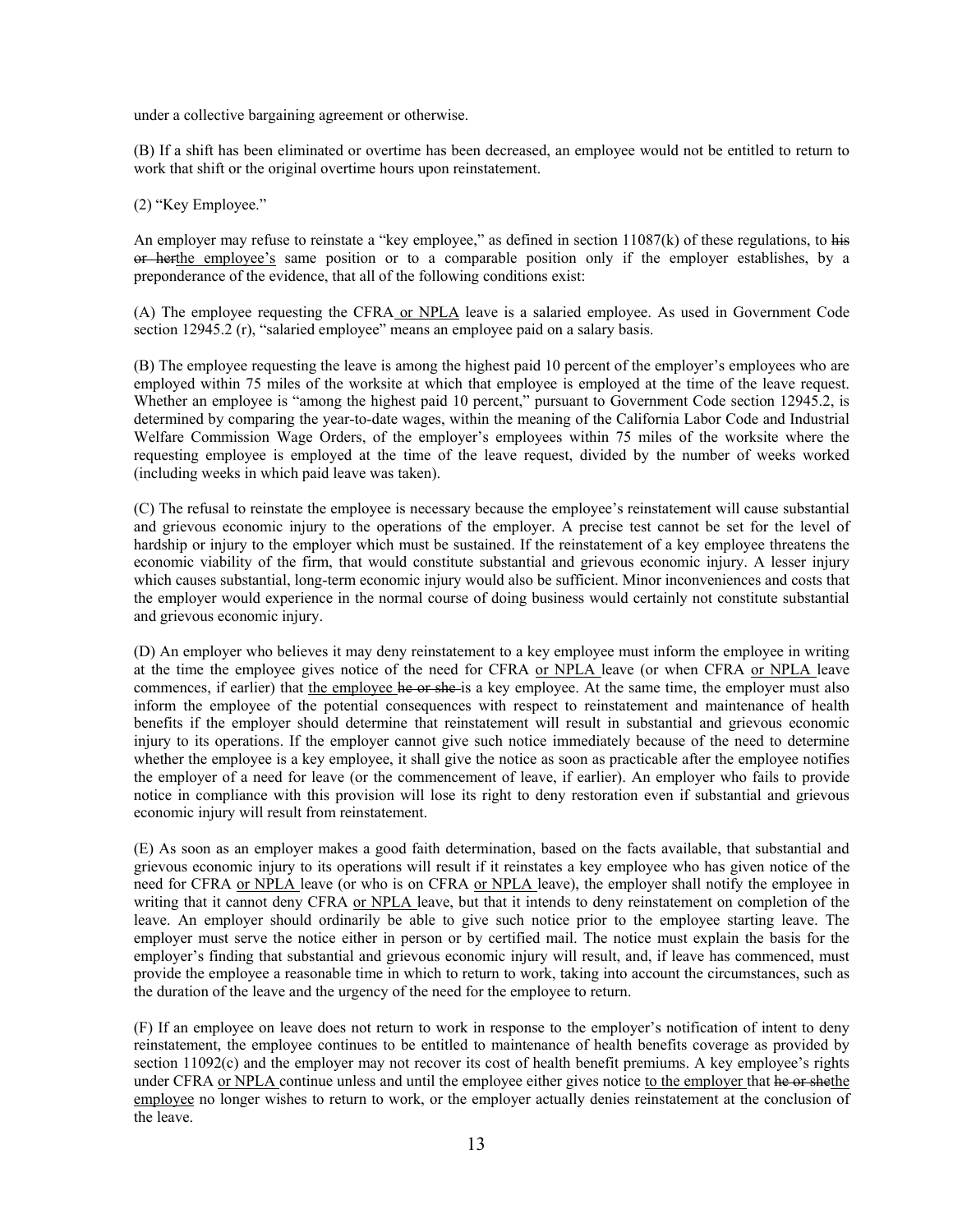under a collective bargaining agreement or otherwise.

(B) If a shift has been eliminated or overtime has been decreased, an employee would not be entitled to return to work that shift or the original overtime hours upon reinstatement.

(2) "Key Employee."

An employer may refuse to reinstate a "key employee," as defined in section 11087(k) of these regulations, to ~~his or her~~<u>the employee's</u> same position or to a comparable position only if the employer establishes, by a preponderance of the evidence, that all of the following conditions exist:

(A) The employee requesting the CFRA<u> or NPLA</u> leave is a salaried employee. As used in Government Code section 12945.2 (r), "salaried employee" means an employee paid on a salary basis.

(B) The employee requesting the leave is among the highest paid 10 percent of the employer's employees who are employed within 75 miles of the worksite at which that employee is employed at the time of the leave request. Whether an employee is "among the highest paid 10 percent," pursuant to Government Code section 12945.2, is determined by comparing the year-to-date wages, within the meaning of the California Labor Code and Industrial Welfare Commission Wage Orders, of the employer's employees within 75 miles of the worksite where the requesting employee is employed at the time of the leave request, divided by the number of weeks worked (including weeks in which paid leave was taken).

(C) The refusal to reinstate the employee is necessary because the employee's reinstatement will cause substantial and grievous economic injury to the operations of the employer. A precise test cannot be set for the level of hardship or injury to the employer which must be sustained. If the reinstatement of a key employee threatens the economic viability of the firm, that would constitute substantial and grievous economic injury. A lesser injury which causes substantial, long-term economic injury would also be sufficient. Minor inconveniences and costs that the employer would experience in the normal course of doing business would certainly not constitute substantial and grievous economic injury.

(D) An employer who believes it may deny reinstatement to a key employee must inform the employee in writing at the time the employee gives notice of the need for CFRA <u>or NPLA </u>leave (or when CFRA <u>or NPLA </u>leave commences, if earlier) that <u>the employee</u> ~~he or she~~ is a key employee. At the same time, the employer must also inform the employee of the potential consequences with respect to reinstatement and maintenance of health benefits if the employer should determine that reinstatement will result in substantial and grievous economic injury to its operations. If the employer cannot give such notice immediately because of the need to determine whether the employee is a key employee, it shall give the notice as soon as practicable after the employee notifies the employer of a need for leave (or the commencement of leave, if earlier). An employer who fails to provide notice in compliance with this provision will lose its right to deny restoration even if substantial and grievous economic injury will result from reinstatement.

(E) As soon as an employer makes a good faith determination, based on the facts available, that substantial and grievous economic injury to its operations will result if it reinstates a key employee who has given notice of the need for CFRA <u>or NPLA </u>leave (or who is on CFRA <u>or NPLA </u>leave), the employer shall notify the employee in writing that it cannot deny CFRA <u>or NPLA </u>leave, but that it intends to deny reinstatement on completion of the leave. An employer should ordinarily be able to give such notice prior to the employee starting leave. The employer must serve the notice either in person or by certified mail. The notice must explain the basis for the employer's finding that substantial and grievous economic injury will result, and, if leave has commenced, must provide the employee a reasonable time in which to return to work, taking into account the circumstances, such as the duration of the leave and the urgency of the need for the employee to return.

(F) If an employee on leave does not return to work in response to the employer's notification of intent to deny reinstatement, the employee continues to be entitled to maintenance of health benefits coverage as provided by section 11092(c) and the employer may not recover its cost of health benefit premiums. A key employee's rights under CFRA <u>or NPLA </u>continue unless and until the employee either gives notice <u>to the employer</u> that ~~he or she~~<u>the employee</u> no longer wishes to return to work, or the employer actually denies reinstatement at the conclusion of the leave.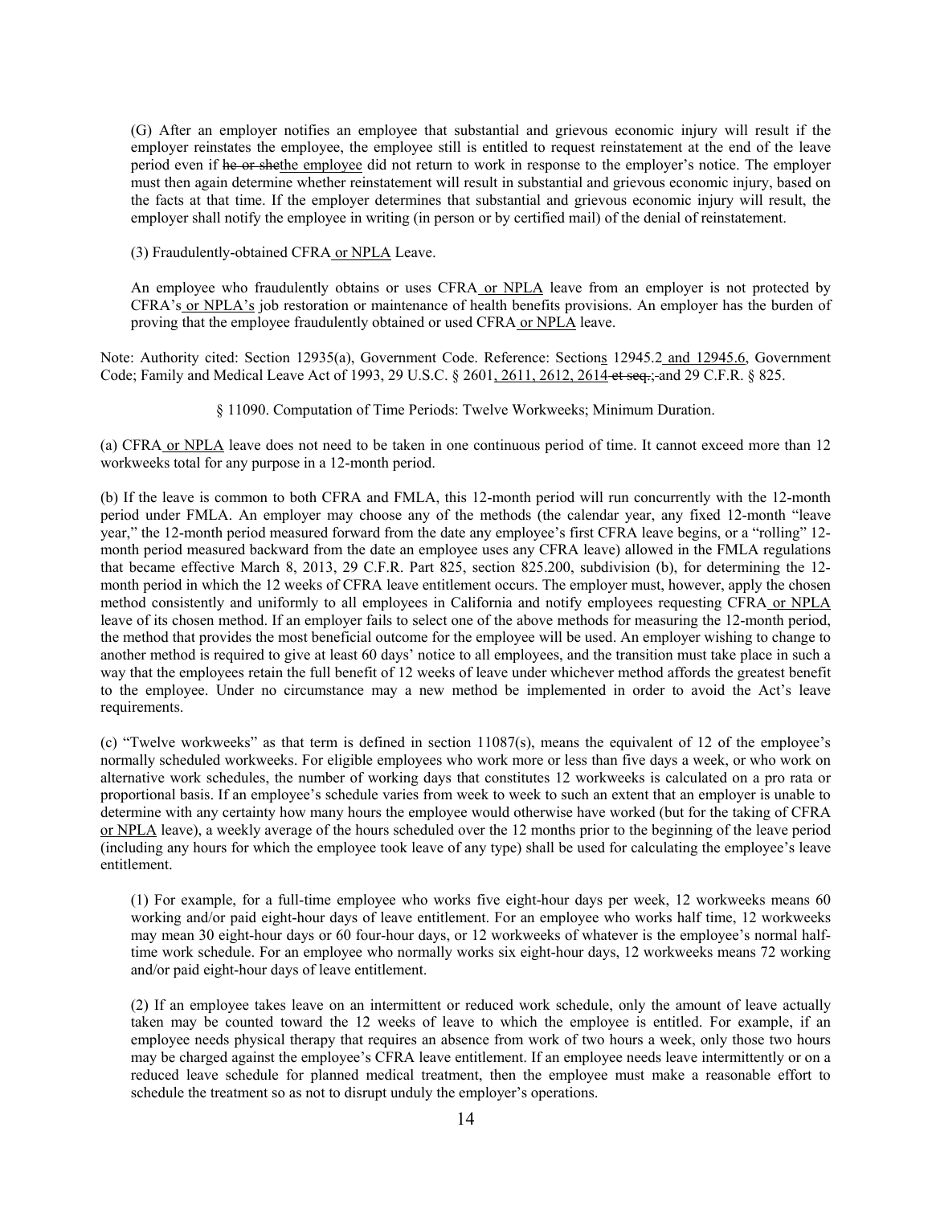(G) After an employer notifies an employee that substantial and grievous economic injury will result if the employer reinstates the employee, the employee still is entitled to request reinstatement at the end of the leave period even if ~~he or she~~the employee did not return to work in response to the employer's notice. The employer must then again determine whether reinstatement will result in substantial and grievous economic injury, based on the facts at that time. If the employer determines that substantial and grievous economic injury will result, the employer shall notify the employee in writing (in person or by certified mail) of the denial of reinstatement.

(3) Fraudulently-obtained CFRA or NPLA Leave.

An employee who fraudulently obtains or uses CFRA or NPLA leave from an employer is not protected by CFRA's or NPLA's job restoration or maintenance of health benefits provisions. An employer has the burden of proving that the employee fraudulently obtained or used CFRA or NPLA leave.

Note: Authority cited: Section 12935(a), Government Code. Reference: Sections 12945.2 and 12945.6, Government Code; Family and Medical Leave Act of 1993, 29 U.S.C. § 2601, 2611, 2612, 2614 ~~et seq.;~~ and 29 C.F.R. § 825.

§ 11090. Computation of Time Periods: Twelve Workweeks; Minimum Duration.

(a) CFRA or NPLA leave does not need to be taken in one continuous period of time. It cannot exceed more than 12 workweeks total for any purpose in a 12-month period.

(b) If the leave is common to both CFRA and FMLA, this 12-month period will run concurrently with the 12-month period under FMLA. An employer may choose any of the methods (the calendar year, any fixed 12-month "leave year," the 12-month period measured forward from the date any employee's first CFRA leave begins, or a "rolling" 12-month period measured backward from the date an employee uses any CFRA leave) allowed in the FMLA regulations that became effective March 8, 2013, 29 C.F.R. Part 825, section 825.200, subdivision (b), for determining the 12-month period in which the 12 weeks of CFRA leave entitlement occurs. The employer must, however, apply the chosen method consistently and uniformly to all employees in California and notify employees requesting CFRA or NPLA leave of its chosen method. If an employer fails to select one of the above methods for measuring the 12-month period, the method that provides the most beneficial outcome for the employee will be used. An employer wishing to change to another method is required to give at least 60 days' notice to all employees, and the transition must take place in such a way that the employees retain the full benefit of 12 weeks of leave under whichever method affords the greatest benefit to the employee. Under no circumstance may a new method be implemented in order to avoid the Act's leave requirements.

(c) "Twelve workweeks" as that term is defined in section 11087(s), means the equivalent of 12 of the employee's normally scheduled workweeks. For eligible employees who work more or less than five days a week, or who work on alternative work schedules, the number of working days that constitutes 12 workweeks is calculated on a pro rata or proportional basis. If an employee's schedule varies from week to week to such an extent that an employer is unable to determine with any certainty how many hours the employee would otherwise have worked (but for the taking of CFRA or NPLA leave), a weekly average of the hours scheduled over the 12 months prior to the beginning of the leave period (including any hours for which the employee took leave of any type) shall be used for calculating the employee's leave entitlement.

(1) For example, for a full-time employee who works five eight-hour days per week, 12 workweeks means 60 working and/or paid eight-hour days of leave entitlement. For an employee who works half time, 12 workweeks may mean 30 eight-hour days or 60 four-hour days, or 12 workweeks of whatever is the employee's normal half-time work schedule. For an employee who normally works six eight-hour days, 12 workweeks means 72 working and/or paid eight-hour days of leave entitlement.

(2) If an employee takes leave on an intermittent or reduced work schedule, only the amount of leave actually taken may be counted toward the 12 weeks of leave to which the employee is entitled. For example, if an employee needs physical therapy that requires an absence from work of two hours a week, only those two hours may be charged against the employee's CFRA leave entitlement. If an employee needs leave intermittently or on a reduced leave schedule for planned medical treatment, then the employee must make a reasonable effort to schedule the treatment so as not to disrupt unduly the employer's operations.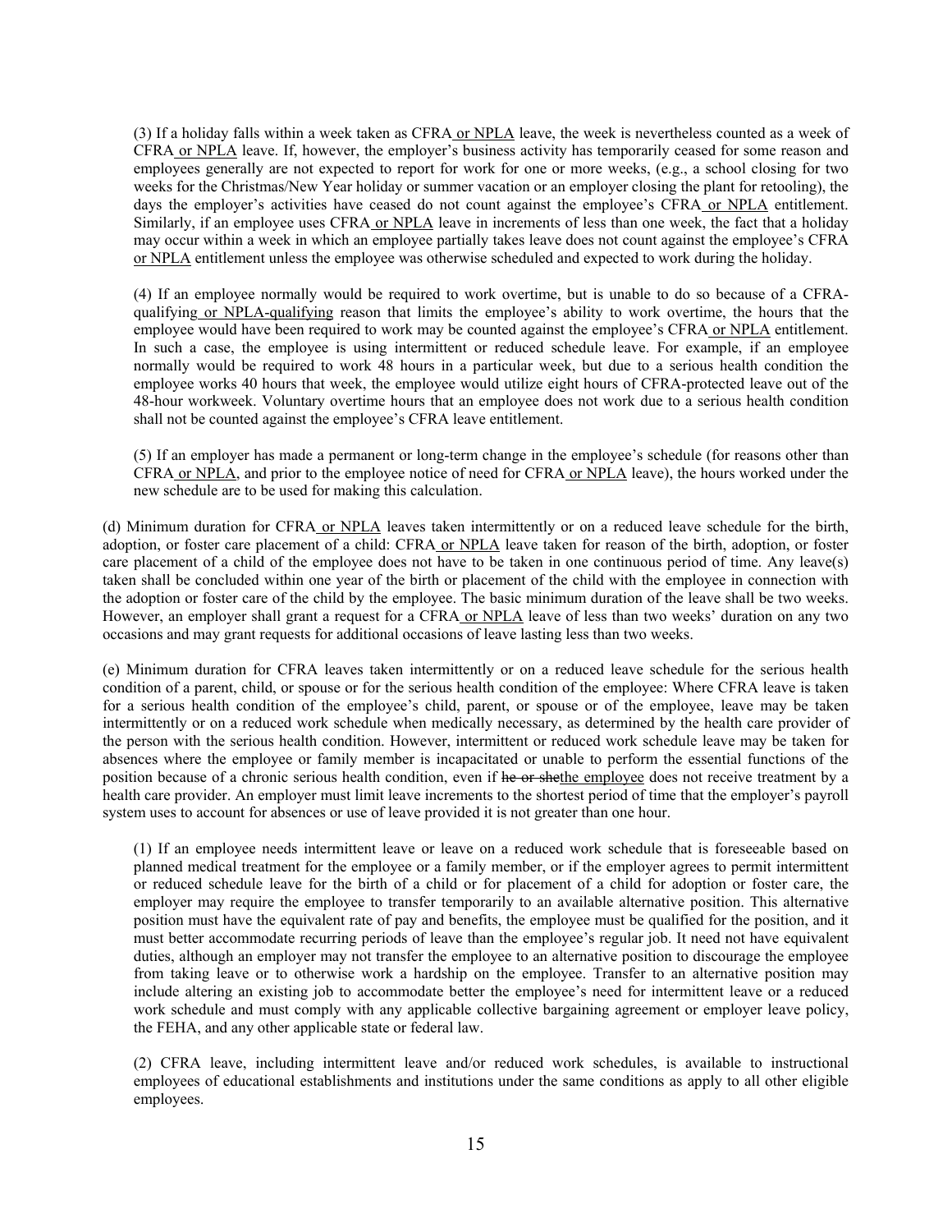(3) If a holiday falls within a week taken as CFRA or NPLA leave, the week is nevertheless counted as a week of CFRA or NPLA leave. If, however, the employer's business activity has temporarily ceased for some reason and employees generally are not expected to report for work for one or more weeks, (e.g., a school closing for two weeks for the Christmas/New Year holiday or summer vacation or an employer closing the plant for retooling), the days the employer's activities have ceased do not count against the employee's CFRA or NPLA entitlement. Similarly, if an employee uses CFRA or NPLA leave in increments of less than one week, the fact that a holiday may occur within a week in which an employee partially takes leave does not count against the employee's CFRA or NPLA entitlement unless the employee was otherwise scheduled and expected to work during the holiday.

(4) If an employee normally would be required to work overtime, but is unable to do so because of a CFRA-qualifying or NPLA-qualifying reason that limits the employee's ability to work overtime, the hours that the employee would have been required to work may be counted against the employee's CFRA or NPLA entitlement. In such a case, the employee is using intermittent or reduced schedule leave. For example, if an employee normally would be required to work 48 hours in a particular week, but due to a serious health condition the employee works 40 hours that week, the employee would utilize eight hours of CFRA-protected leave out of the 48-hour workweek. Voluntary overtime hours that an employee does not work due to a serious health condition shall not be counted against the employee's CFRA leave entitlement.

(5) If an employer has made a permanent or long-term change in the employee's schedule (for reasons other than CFRA or NPLA, and prior to the employee notice of need for CFRA or NPLA leave), the hours worked under the new schedule are to be used for making this calculation.

(d) Minimum duration for CFRA or NPLA leaves taken intermittently or on a reduced leave schedule for the birth, adoption, or foster care placement of a child: CFRA or NPLA leave taken for reason of the birth, adoption, or foster care placement of a child of the employee does not have to be taken in one continuous period of time. Any leave(s) taken shall be concluded within one year of the birth or placement of the child with the employee in connection with the adoption or foster care of the child by the employee. The basic minimum duration of the leave shall be two weeks. However, an employer shall grant a request for a CFRA or NPLA leave of less than two weeks' duration on any two occasions and may grant requests for additional occasions of leave lasting less than two weeks.

(e) Minimum duration for CFRA leaves taken intermittently or on a reduced leave schedule for the serious health condition of a parent, child, or spouse or for the serious health condition of the employee: Where CFRA leave is taken for a serious health condition of the employee's child, parent, or spouse or of the employee, leave may be taken intermittently or on a reduced work schedule when medically necessary, as determined by the health care provider of the person with the serious health condition. However, intermittent or reduced work schedule leave may be taken for absences where the employee or family member is incapacitated or unable to perform the essential functions of the position because of a chronic serious health condition, even if ~~he or she~~the employee does not receive treatment by a health care provider. An employer must limit leave increments to the shortest period of time that the employer's payroll system uses to account for absences or use of leave provided it is not greater than one hour.

(1) If an employee needs intermittent leave or leave on a reduced work schedule that is foreseeable based on planned medical treatment for the employee or a family member, or if the employer agrees to permit intermittent or reduced schedule leave for the birth of a child or for placement of a child for adoption or foster care, the employer may require the employee to transfer temporarily to an available alternative position. This alternative position must have the equivalent rate of pay and benefits, the employee must be qualified for the position, and it must better accommodate recurring periods of leave than the employee's regular job. It need not have equivalent duties, although an employer may not transfer the employee to an alternative position to discourage the employee from taking leave or to otherwise work a hardship on the employee. Transfer to an alternative position may include altering an existing job to accommodate better the employee's need for intermittent leave or a reduced work schedule and must comply with any applicable collective bargaining agreement or employer leave policy, the FEHA, and any other applicable state or federal law.

(2) CFRA leave, including intermittent leave and/or reduced work schedules, is available to instructional employees of educational establishments and institutions under the same conditions as apply to all other eligible employees.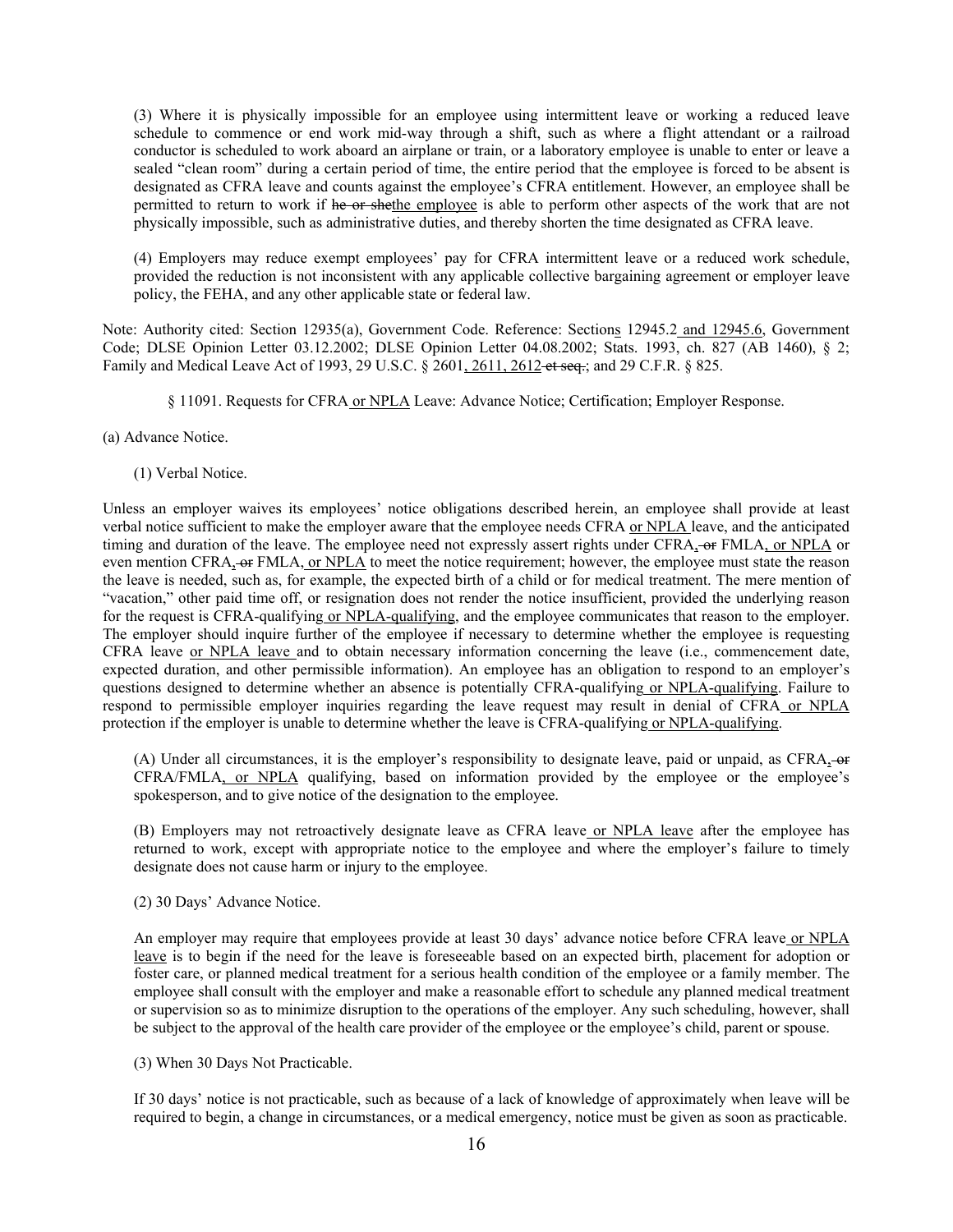(3) Where it is physically impossible for an employee using intermittent leave or working a reduced leave schedule to commence or end work mid-way through a shift, such as where a flight attendant or a railroad conductor is scheduled to work aboard an airplane or train, or a laboratory employee is unable to enter or leave a sealed "clean room" during a certain period of time, the entire period that the employee is forced to be absent is designated as CFRA leave and counts against the employee's CFRA entitlement. However, an employee shall be permitted to return to work if ~~he or she~~the employee is able to perform other aspects of the work that are not physically impossible, such as administrative duties, and thereby shorten the time designated as CFRA leave.

(4) Employers may reduce exempt employees' pay for CFRA intermittent leave or a reduced work schedule, provided the reduction is not inconsistent with any applicable collective bargaining agreement or employer leave policy, the FEHA, and any other applicable state or federal law.

Note: Authority cited: Section 12935(a), Government Code. Reference: Sections 12945.2 and 12945.6, Government Code; DLSE Opinion Letter 03.12.2002; DLSE Opinion Letter 04.08.2002; Stats. 1993, ch. 827 (AB 1460), § 2; Family and Medical Leave Act of 1993, 29 U.S.C. § 2601, 2611, 2612~~ et seq.~~; and 29 C.F.R. § 825.

§ 11091. Requests for CFRA or NPLA Leave: Advance Notice; Certification; Employer Response.

(a) Advance Notice.

(1) Verbal Notice.

Unless an employer waives its employees' notice obligations described herein, an employee shall provide at least verbal notice sufficient to make the employer aware that the employee needs CFRA or NPLA leave, and the anticipated timing and duration of the leave. The employee need not expressly assert rights under CFRA,~~ or~~ FMLA, or NPLA or even mention CFRA,~~ or~~ FMLA, or NPLA to meet the notice requirement; however, the employee must state the reason the leave is needed, such as, for example, the expected birth of a child or for medical treatment. The mere mention of "vacation," other paid time off, or resignation does not render the notice insufficient, provided the underlying reason for the request is CFRA-qualifying or NPLA-qualifying, and the employee communicates that reason to the employer. The employer should inquire further of the employee if necessary to determine whether the employee is requesting CFRA leave or NPLA leave and to obtain necessary information concerning the leave (i.e., commencement date, expected duration, and other permissible information). An employee has an obligation to respond to an employer's questions designed to determine whether an absence is potentially CFRA-qualifying or NPLA-qualifying. Failure to respond to permissible employer inquiries regarding the leave request may result in denial of CFRA or NPLA protection if the employer is unable to determine whether the leave is CFRA-qualifying or NPLA-qualifying.

(A) Under all circumstances, it is the employer's responsibility to designate leave, paid or unpaid, as CFRA,~~ or~~ CFRA/FMLA, or NPLA qualifying, based on information provided by the employee or the employee's spokesperson, and to give notice of the designation to the employee.

(B) Employers may not retroactively designate leave as CFRA leave or NPLA leave after the employee has returned to work, except with appropriate notice to the employee and where the employer's failure to timely designate does not cause harm or injury to the employee.

(2) 30 Days' Advance Notice.

An employer may require that employees provide at least 30 days' advance notice before CFRA leave or NPLA leave is to begin if the need for the leave is foreseeable based on an expected birth, placement for adoption or foster care, or planned medical treatment for a serious health condition of the employee or a family member. The employee shall consult with the employer and make a reasonable effort to schedule any planned medical treatment or supervision so as to minimize disruption to the operations of the employer. Any such scheduling, however, shall be subject to the approval of the health care provider of the employee or the employee's child, parent or spouse.

(3) When 30 Days Not Practicable.

If 30 days' notice is not practicable, such as because of a lack of knowledge of approximately when leave will be required to begin, a change in circumstances, or a medical emergency, notice must be given as soon as practicable.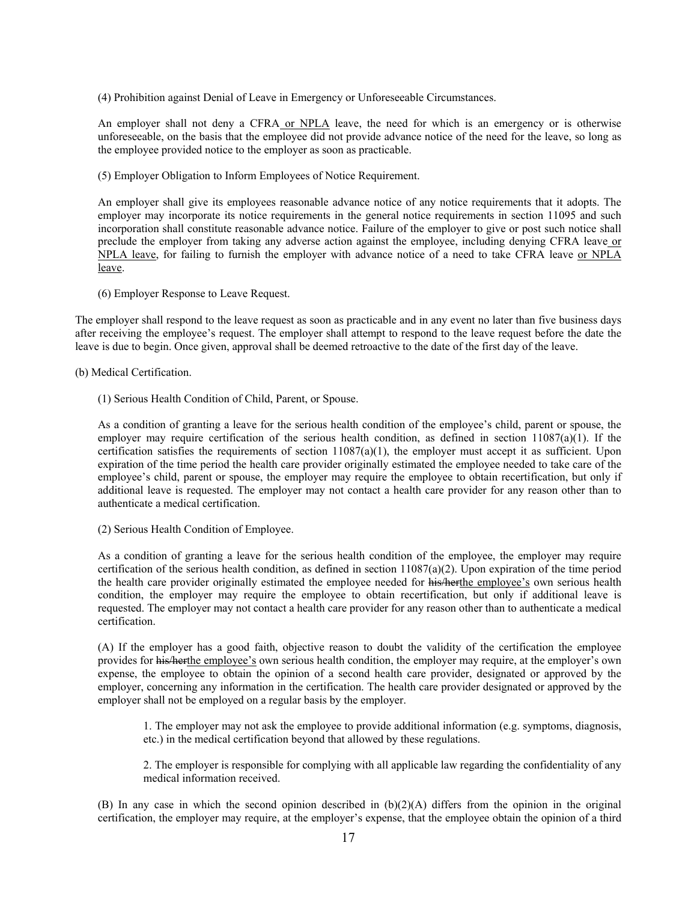(4) Prohibition against Denial of Leave in Emergency or Unforeseeable Circumstances.

An employer shall not deny a CFRA or NPLA leave, the need for which is an emergency or is otherwise unforeseeable, on the basis that the employee did not provide advance notice of the need for the leave, so long as the employee provided notice to the employer as soon as practicable.

(5) Employer Obligation to Inform Employees of Notice Requirement.

An employer shall give its employees reasonable advance notice of any notice requirements that it adopts. The employer may incorporate its notice requirements in the general notice requirements in section 11095 and such incorporation shall constitute reasonable advance notice. Failure of the employer to give or post such notice shall preclude the employer from taking any adverse action against the employee, including denying CFRA leave or NPLA leave, for failing to furnish the employer with advance notice of a need to take CFRA leave or NPLA leave.

(6) Employer Response to Leave Request.

The employer shall respond to the leave request as soon as practicable and in any event no later than five business days after receiving the employee's request. The employer shall attempt to respond to the leave request before the date the leave is due to begin. Once given, approval shall be deemed retroactive to the date of the first day of the leave.

(b) Medical Certification.

(1) Serious Health Condition of Child, Parent, or Spouse.

As a condition of granting a leave for the serious health condition of the employee's child, parent or spouse, the employer may require certification of the serious health condition, as defined in section 11087(a)(1). If the certification satisfies the requirements of section 11087(a)(1), the employer must accept it as sufficient. Upon expiration of the time period the health care provider originally estimated the employee needed to take care of the employee's child, parent or spouse, the employer may require the employee to obtain recertification, but only if additional leave is requested. The employer may not contact a health care provider for any reason other than to authenticate a medical certification.

(2) Serious Health Condition of Employee.

As a condition of granting a leave for the serious health condition of the employee, the employer may require certification of the serious health condition, as defined in section 11087(a)(2). Upon expiration of the time period the health care provider originally estimated the employee needed for ~~his/her~~the employee's own serious health condition, the employer may require the employee to obtain recertification, but only if additional leave is requested. The employer may not contact a health care provider for any reason other than to authenticate a medical certification.

(A) If the employer has a good faith, objective reason to doubt the validity of the certification the employee provides for ~~his/her~~the employee's own serious health condition, the employer may require, at the employer's own expense, the employee to obtain the opinion of a second health care provider, designated or approved by the employer, concerning any information in the certification. The health care provider designated or approved by the employer shall not be employed on a regular basis by the employer.

1. The employer may not ask the employee to provide additional information (e.g. symptoms, diagnosis, etc.) in the medical certification beyond that allowed by these regulations.

2. The employer is responsible for complying with all applicable law regarding the confidentiality of any medical information received.

(B) In any case in which the second opinion described in (b)(2)(A) differs from the opinion in the original certification, the employer may require, at the employer's expense, that the employee obtain the opinion of a third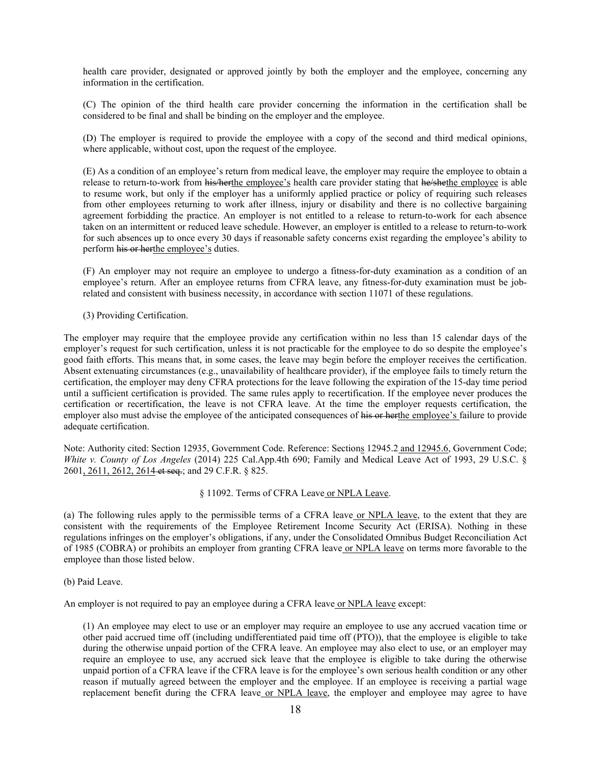health care provider, designated or approved jointly by both the employer and the employee, concerning any information in the certification.

(C) The opinion of the third health care provider concerning the information in the certification shall be considered to be final and shall be binding on the employer and the employee.

(D) The employer is required to provide the employee with a copy of the second and third medical opinions, where applicable, without cost, upon the request of the employee.

(E) As a condition of an employee's return from medical leave, the employer may require the employee to obtain a release to return-to-work from ~~his/her~~<u>the employee's</u> health care provider stating that ~~he/she~~<u>the employee</u> is able to resume work, but only if the employer has a uniformly applied practice or policy of requiring such releases from other employees returning to work after illness, injury or disability and there is no collective bargaining agreement forbidding the practice. An employer is not entitled to a release to return-to-work for each absence taken on an intermittent or reduced leave schedule. However, an employer is entitled to a release to return-to-work for such absences up to once every 30 days if reasonable safety concerns exist regarding the employee's ability to perform ~~his or her~~<u>the employee's</u> duties.

(F) An employer may not require an employee to undergo a fitness-for-duty examination as a condition of an employee's return. After an employee returns from CFRA leave, any fitness-for-duty examination must be job-related and consistent with business necessity, in accordance with section 11071 of these regulations.

(3) Providing Certification.

The employer may require that the employee provide any certification within no less than 15 calendar days of the employer's request for such certification, unless it is not practicable for the employee to do so despite the employee's good faith efforts. This means that, in some cases, the leave may begin before the employer receives the certification. Absent extenuating circumstances (e.g., unavailability of healthcare provider), if the employee fails to timely return the certification, the employer may deny CFRA protections for the leave following the expiration of the 15-day time period until a sufficient certification is provided. The same rules apply to recertification. If the employee never produces the certification or recertification, the leave is not CFRA leave. At the time the employer requests certification, the employer also must advise the employee of the anticipated consequences of ~~his or her~~<u>the employee's</u> failure to provide adequate certification.

Note: Authority cited: Section 12935, Government Code. Reference: Section<u>s</u> 12945.2<u> and 12945.6</u>, Government Code; *White v. County of Los Angeles* (2014) 225 Cal.App.4th 690; Family and Medical Leave Act of 1993, 29 U.S.C. § 2601<u>, 2611, 2612, 2614</u>~~ et seq.~~; and 29 C.F.R. § 825.

§ 11092. Terms of CFRA Leave<u> or NPLA Leave</u>.

(a) The following rules apply to the permissible terms of a CFRA leave<u> or NPLA leave</u>, to the extent that they are consistent with the requirements of the Employee Retirement Income Security Act (ERISA). Nothing in these regulations infringes on the employer's obligations, if any, under the Consolidated Omnibus Budget Reconciliation Act of 1985 (COBRA) or prohibits an employer from granting CFRA leave<u> or NPLA leave</u> on terms more favorable to the employee than those listed below.

(b) Paid Leave.

An employer is not required to pay an employee during a CFRA leave<u> or NPLA leave</u> except:

(1) An employee may elect to use or an employer may require an employee to use any accrued vacation time or other paid accrued time off (including undifferentiated paid time off (PTO)), that the employee is eligible to take during the otherwise unpaid portion of the CFRA leave. An employee may also elect to use, or an employer may require an employee to use, any accrued sick leave that the employee is eligible to take during the otherwise unpaid portion of a CFRA leave if the CFRA leave is for the employee's own serious health condition or any other reason if mutually agreed between the employer and the employee. If an employee is receiving a partial wage replacement benefit during the CFRA leave<u> or NPLA leave</u>, the employer and employee may agree to have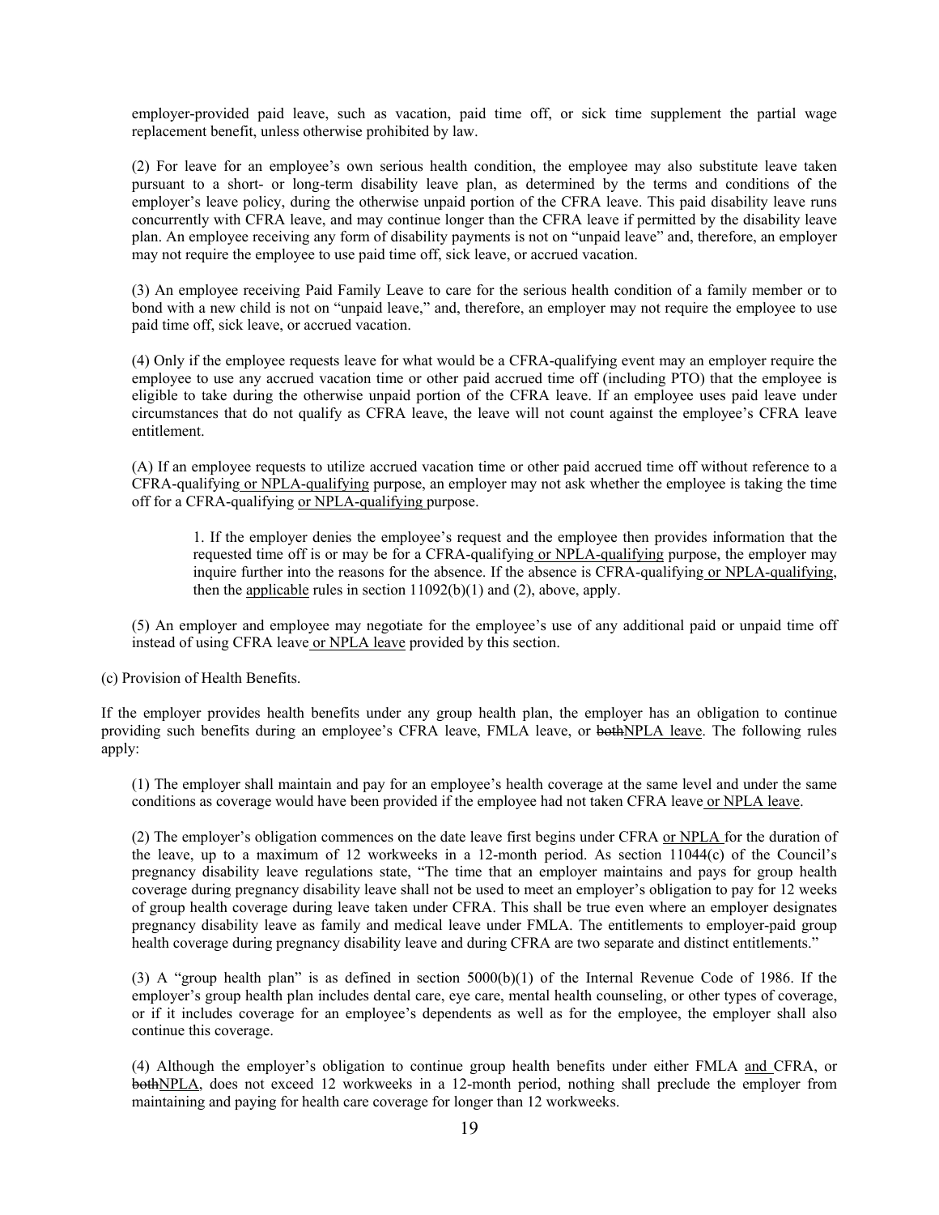employer-provided paid leave, such as vacation, paid time off, or sick time supplement the partial wage replacement benefit, unless otherwise prohibited by law.

(2) For leave for an employee's own serious health condition, the employee may also substitute leave taken pursuant to a short- or long-term disability leave plan, as determined by the terms and conditions of the employer's leave policy, during the otherwise unpaid portion of the CFRA leave. This paid disability leave runs concurrently with CFRA leave, and may continue longer than the CFRA leave if permitted by the disability leave plan. An employee receiving any form of disability payments is not on "unpaid leave" and, therefore, an employer may not require the employee to use paid time off, sick leave, or accrued vacation.

(3) An employee receiving Paid Family Leave to care for the serious health condition of a family member or to bond with a new child is not on "unpaid leave," and, therefore, an employer may not require the employee to use paid time off, sick leave, or accrued vacation.

(4) Only if the employee requests leave for what would be a CFRA-qualifying event may an employer require the employee to use any accrued vacation time or other paid accrued time off (including PTO) that the employee is eligible to take during the otherwise unpaid portion of the CFRA leave. If an employee uses paid leave under circumstances that do not qualify as CFRA leave, the leave will not count against the employee's CFRA leave entitlement.

(A) If an employee requests to utilize accrued vacation time or other paid accrued time off without reference to a CFRA-qualifying<u> or NPLA-qualifying</u> purpose, an employer may not ask whether the employee is taking the time off for a CFRA-qualifying <u>or NPLA-qualifying </u>purpose.

1. If the employer denies the employee's request and the employee then provides information that the requested time off is or may be for a CFRA-qualifying<u> or NPLA-qualifying</u> purpose, the employer may inquire further into the reasons for the absence. If the absence is CFRA-qualifying<u> or NPLA-qualifying</u>, then the <u>applicable</u> rules in section 11092(b)(1) and (2), above, apply.

(5) An employer and employee may negotiate for the employee's use of any additional paid or unpaid time off instead of using CFRA leave<u> or NPLA leave</u> provided by this section.

(c) Provision of Health Benefits.

If the employer provides health benefits under any group health plan, the employer has an obligation to continue providing such benefits during an employee's CFRA leave, FMLA leave, or ~~both~~<u>NPLA leave</u>. The following rules apply:

(1) The employer shall maintain and pay for an employee's health coverage at the same level and under the same conditions as coverage would have been provided if the employee had not taken CFRA leave<u> or NPLA leave</u>.

(2) The employer's obligation commences on the date leave first begins under CFRA <u>or NPLA </u>for the duration of the leave, up to a maximum of 12 workweeks in a 12-month period. As section 11044(c) of the Council's pregnancy disability leave regulations state, "The time that an employer maintains and pays for group health coverage during pregnancy disability leave shall not be used to meet an employer's obligation to pay for 12 weeks of group health coverage during leave taken under CFRA. This shall be true even where an employer designates pregnancy disability leave as family and medical leave under FMLA. The entitlements to employer-paid group health coverage during pregnancy disability leave and during CFRA are two separate and distinct entitlements."

(3) A "group health plan" is as defined in section 5000(b)(1) of the Internal Revenue Code of 1986. If the employer's group health plan includes dental care, eye care, mental health counseling, or other types of coverage, or if it includes coverage for an employee's dependents as well as for the employee, the employer shall also continue this coverage.

(4) Although the employer's obligation to continue group health benefits under either FMLA <u>and </u>CFRA, or ~~both~~<u>NPLA</u>, does not exceed 12 workweeks in a 12-month period, nothing shall preclude the employer from maintaining and paying for health care coverage for longer than 12 workweeks.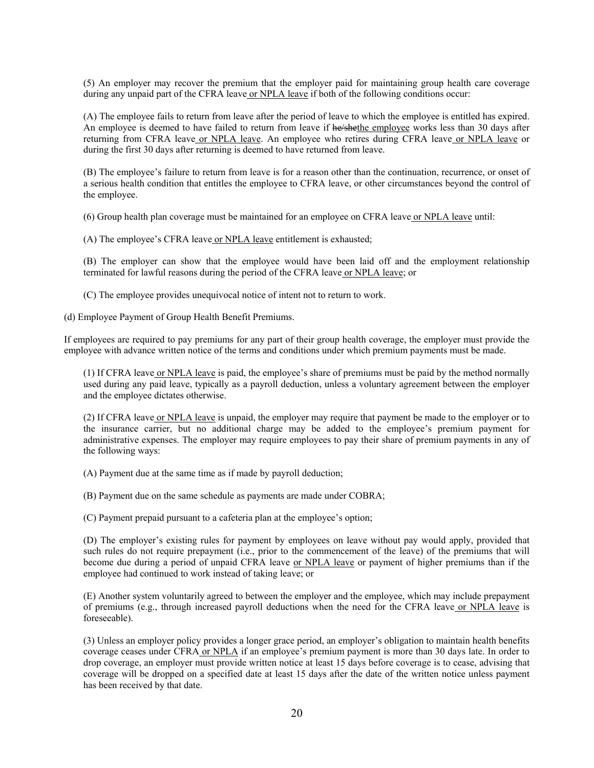(5) An employer may recover the premium that the employer paid for maintaining group health care coverage during any unpaid part of the CFRA leave or NPLA leave if both of the following conditions occur:

(A) The employee fails to return from leave after the period of leave to which the employee is entitled has expired. An employee is deemed to have failed to return from leave if ~~he/she~~the employee works less than 30 days after returning from CFRA leave or NPLA leave. An employee who retires during CFRA leave or NPLA leave or during the first 30 days after returning is deemed to have returned from leave.

(B) The employee's failure to return from leave is for a reason other than the continuation, recurrence, or onset of a serious health condition that entitles the employee to CFRA leave, or other circumstances beyond the control of the employee.

(6) Group health plan coverage must be maintained for an employee on CFRA leave or NPLA leave until:

(A) The employee's CFRA leave or NPLA leave entitlement is exhausted;

(B) The employer can show that the employee would have been laid off and the employment relationship terminated for lawful reasons during the period of the CFRA leave or NPLA leave; or

(C) The employee provides unequivocal notice of intent not to return to work.

(d) Employee Payment of Group Health Benefit Premiums.

If employees are required to pay premiums for any part of their group health coverage, the employer must provide the employee with advance written notice of the terms and conditions under which premium payments must be made.

(1) If CFRA leave or NPLA leave is paid, the employee's share of premiums must be paid by the method normally used during any paid leave, typically as a payroll deduction, unless a voluntary agreement between the employer and the employee dictates otherwise.

(2) If CFRA leave or NPLA leave is unpaid, the employer may require that payment be made to the employer or to the insurance carrier, but no additional charge may be added to the employee's premium payment for administrative expenses. The employer may require employees to pay their share of premium payments in any of the following ways:

(A) Payment due at the same time as if made by payroll deduction;

(B) Payment due on the same schedule as payments are made under COBRA;

(C) Payment prepaid pursuant to a cafeteria plan at the employee's option;

(D) The employer's existing rules for payment by employees on leave without pay would apply, provided that such rules do not require prepayment (i.e., prior to the commencement of the leave) of the premiums that will become due during a period of unpaid CFRA leave or NPLA leave or payment of higher premiums than if the employee had continued to work instead of taking leave; or

(E) Another system voluntarily agreed to between the employer and the employee, which may include prepayment of premiums (e.g., through increased payroll deductions when the need for the CFRA leave or NPLA leave is foreseeable).

(3) Unless an employer policy provides a longer grace period, an employer's obligation to maintain health benefits coverage ceases under CFRA or NPLA if an employee's premium payment is more than 30 days late. In order to drop coverage, an employer must provide written notice at least 15 days before coverage is to cease, advising that coverage will be dropped on a specified date at least 15 days after the date of the written notice unless payment has been received by that date.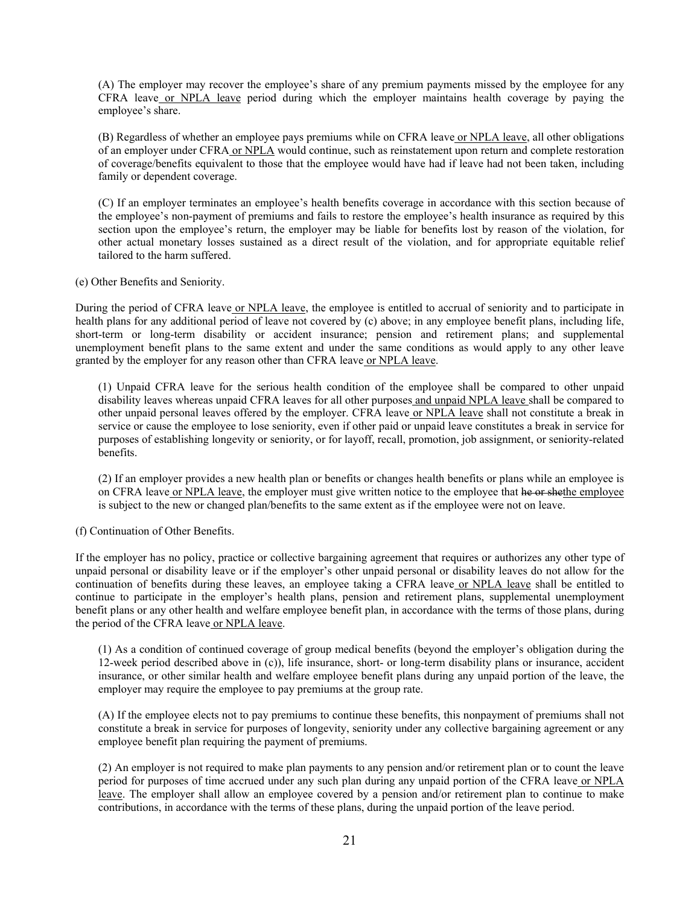(A) The employer may recover the employee's share of any premium payments missed by the employee for any CFRA leave <u>or NPLA leave</u> period during which the employer maintains health coverage by paying the employee's share.

(B) Regardless of whether an employee pays premiums while on CFRA leave <u>or NPLA leave</u>, all other obligations of an employer under CFRA <u>or NPLA</u> would continue, such as reinstatement upon return and complete restoration of coverage/benefits equivalent to those that the employee would have had if leave had not been taken, including family or dependent coverage.

(C) If an employer terminates an employee's health benefits coverage in accordance with this section because of the employee's non-payment of premiums and fails to restore the employee's health insurance as required by this section upon the employee's return, the employer may be liable for benefits lost by reason of the violation, for other actual monetary losses sustained as a direct result of the violation, and for appropriate equitable relief tailored to the harm suffered.

(e) Other Benefits and Seniority.

During the period of CFRA leave <u>or NPLA leave</u>, the employee is entitled to accrual of seniority and to participate in health plans for any additional period of leave not covered by (c) above; in any employee benefit plans, including life, short-term or long-term disability or accident insurance; pension and retirement plans; and supplemental unemployment benefit plans to the same extent and under the same conditions as would apply to any other leave granted by the employer for any reason other than CFRA leave <u>or NPLA leave</u>.

(1) Unpaid CFRA leave for the serious health condition of the employee shall be compared to other unpaid disability leaves whereas unpaid CFRA leaves for all other purposes <u>and unpaid NPLA leave</u> shall be compared to other unpaid personal leaves offered by the employer. CFRA leave <u>or NPLA leave</u> shall not constitute a break in service or cause the employee to lose seniority, even if other paid or unpaid leave constitutes a break in service for purposes of establishing longevity or seniority, or for layoff, recall, promotion, job assignment, or seniority-related benefits.

(2) If an employer provides a new health plan or benefits or changes health benefits or plans while an employee is on CFRA leave <u>or NPLA leave</u>, the employer must give written notice to the employee that ~~he or she~~<u>the employee</u> is subject to the new or changed plan/benefits to the same extent as if the employee were not on leave.

(f) Continuation of Other Benefits.

If the employer has no policy, practice or collective bargaining agreement that requires or authorizes any other type of unpaid personal or disability leave or if the employer's other unpaid personal or disability leaves do not allow for the continuation of benefits during these leaves, an employee taking a CFRA leave <u>or NPLA leave</u> shall be entitled to continue to participate in the employer's health plans, pension and retirement plans, supplemental unemployment benefit plans or any other health and welfare employee benefit plan, in accordance with the terms of those plans, during the period of the CFRA leave <u>or NPLA leave</u>.

(1) As a condition of continued coverage of group medical benefits (beyond the employer's obligation during the 12-week period described above in (c)), life insurance, short- or long-term disability plans or insurance, accident insurance, or other similar health and welfare employee benefit plans during any unpaid portion of the leave, the employer may require the employee to pay premiums at the group rate.

(A) If the employee elects not to pay premiums to continue these benefits, this nonpayment of premiums shall not constitute a break in service for purposes of longevity, seniority under any collective bargaining agreement or any employee benefit plan requiring the payment of premiums.

(2) An employer is not required to make plan payments to any pension and/or retirement plan or to count the leave period for purposes of time accrued under any such plan during any unpaid portion of the CFRA leave <u>or NPLA leave</u>. The employer shall allow an employee covered by a pension and/or retirement plan to continue to make contributions, in accordance with the terms of these plans, during the unpaid portion of the leave period.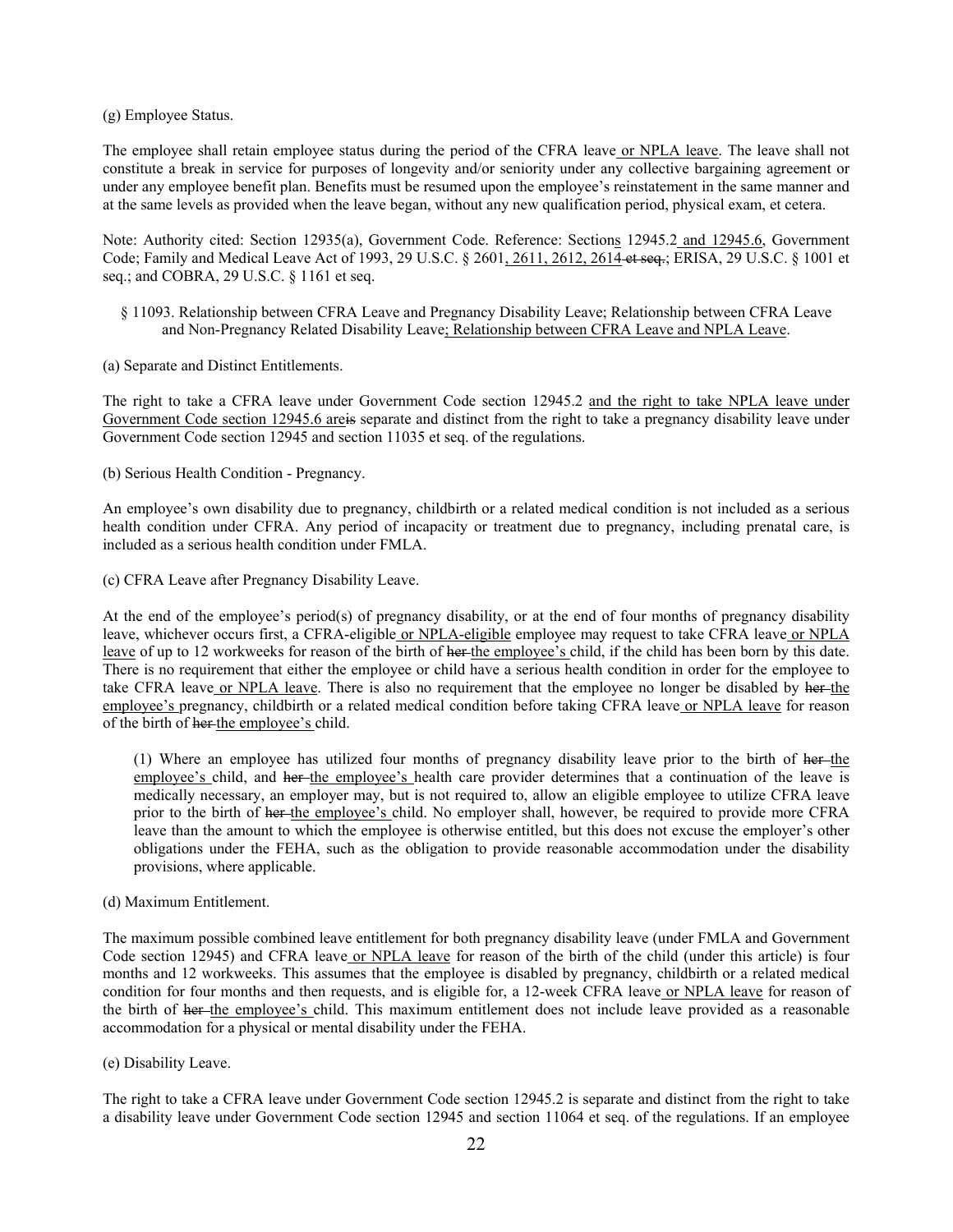(g) Employee Status.

The employee shall retain employee status during the period of the CFRA leave or NPLA leave. The leave shall not constitute a break in service for purposes of longevity and/or seniority under any collective bargaining agreement or under any employee benefit plan. Benefits must be resumed upon the employee's reinstatement in the same manner and at the same levels as provided when the leave began, without any new qualification period, physical exam, et cetera.

Note: Authority cited: Section 12935(a), Government Code. Reference: Sections 12945.2 and 12945.6, Government Code; Family and Medical Leave Act of 1993, 29 U.S.C. § 2601, 2611, 2612, 2614 ~~et seq.~~; ERISA, 29 U.S.C. § 1001 et seq.; and COBRA, 29 U.S.C. § 1161 et seq.

§ 11093. Relationship between CFRA Leave and Pregnancy Disability Leave; Relationship between CFRA Leave and Non-Pregnancy Related Disability Leave; Relationship between CFRA Leave and NPLA Leave.

(a) Separate and Distinct Entitlements.

The right to take a CFRA leave under Government Code section 12945.2 and the right to take NPLA leave under Government Code section 12945.6 are~~is~~ separate and distinct from the right to take a pregnancy disability leave under Government Code section 12945 and section 11035 et seq. of the regulations.

(b) Serious Health Condition - Pregnancy.

An employee's own disability due to pregnancy, childbirth or a related medical condition is not included as a serious health condition under CFRA. Any period of incapacity or treatment due to pregnancy, including prenatal care, is included as a serious health condition under FMLA.

(c) CFRA Leave after Pregnancy Disability Leave.

At the end of the employee's period(s) of pregnancy disability, or at the end of four months of pregnancy disability leave, whichever occurs first, a CFRA-eligible or NPLA-eligible employee may request to take CFRA leave or NPLA leave of up to 12 workweeks for reason of the birth of ~~her~~ the employee's child, if the child has been born by this date. There is no requirement that either the employee or child have a serious health condition in order for the employee to take CFRA leave or NPLA leave. There is also no requirement that the employee no longer be disabled by ~~her~~ the employee's pregnancy, childbirth or a related medical condition before taking CFRA leave or NPLA leave for reason of the birth of ~~her~~ the employee's child.

> (1) Where an employee has utilized four months of pregnancy disability leave prior to the birth of ~~her~~ the employee's child, and ~~her~~ the employee's health care provider determines that a continuation of the leave is medically necessary, an employer may, but is not required to, allow an eligible employee to utilize CFRA leave prior to the birth of ~~her~~ the employee's child. No employer shall, however, be required to provide more CFRA leave than the amount to which the employee is otherwise entitled, but this does not excuse the employer's other obligations under the FEHA, such as the obligation to provide reasonable accommodation under the disability provisions, where applicable.

(d) Maximum Entitlement.

The maximum possible combined leave entitlement for both pregnancy disability leave (under FMLA and Government Code section 12945) and CFRA leave or NPLA leave for reason of the birth of the child (under this article) is four months and 12 workweeks. This assumes that the employee is disabled by pregnancy, childbirth or a related medical condition for four months and then requests, and is eligible for, a 12-week CFRA leave or NPLA leave for reason of the birth of ~~her~~ the employee's child. This maximum entitlement does not include leave provided as a reasonable accommodation for a physical or mental disability under the FEHA.

(e) Disability Leave.

The right to take a CFRA leave under Government Code section 12945.2 is separate and distinct from the right to take a disability leave under Government Code section 12945 and section 11064 et seq. of the regulations. If an employee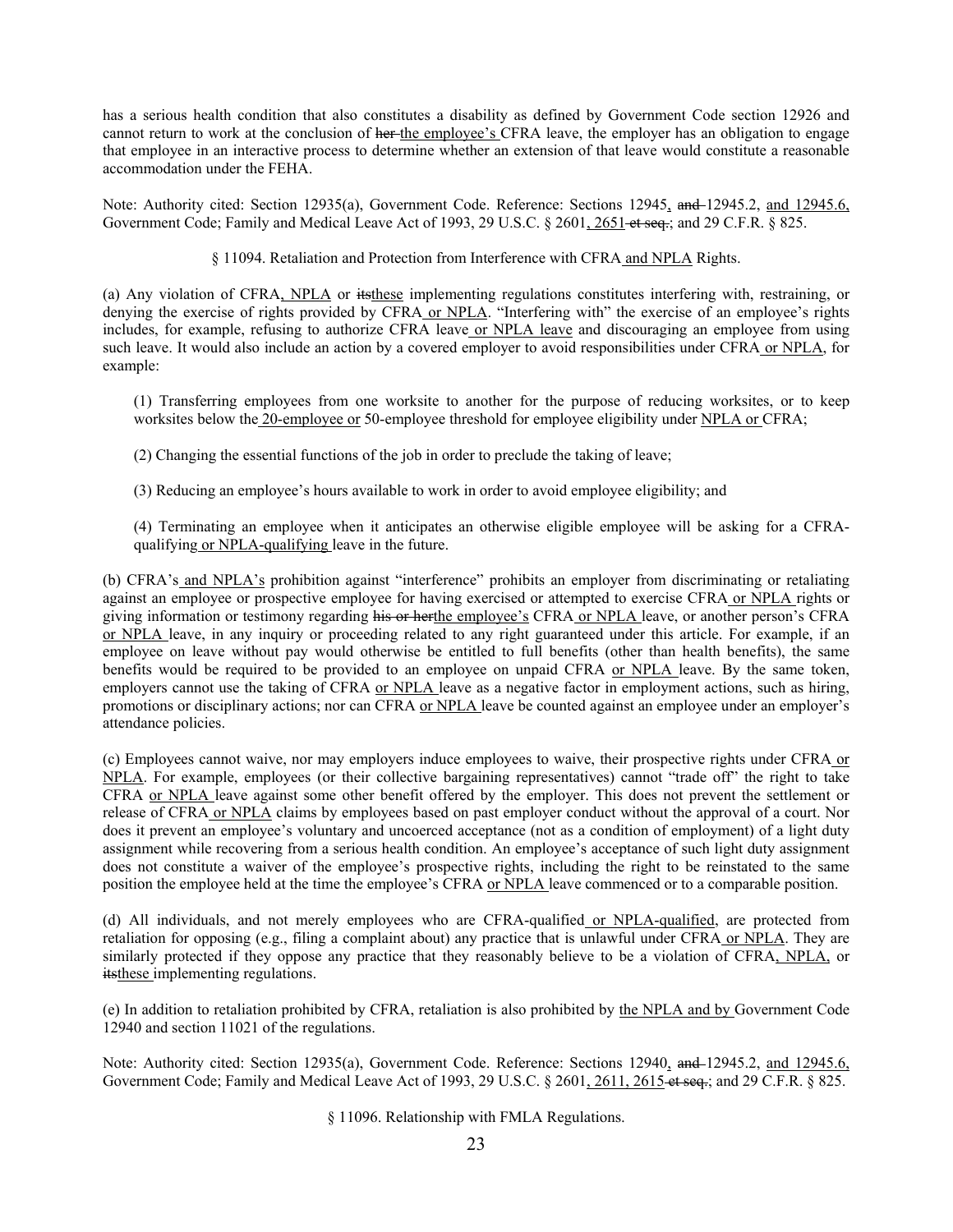has a serious health condition that also constitutes a disability as defined by Government Code section 12926 and cannot return to work at the conclusion of ~~her~~ <u>the employee's</u> CFRA leave, the employer has an obligation to engage that employee in an interactive process to determine whether an extension of that leave would constitute a reasonable accommodation under the FEHA.

Note: Authority cited: Section 12935(a), Government Code. Reference: Sections 12945<u>,</u> ~~and~~ 12945.2, <u>and 12945.6,</u> Government Code; Family and Medical Leave Act of 1993, 29 U.S.C. § 2601<u>, 2651</u> ~~et seq.~~; and 29 C.F.R. § 825.

§ 11094. Retaliation and Protection from Interference with CFRA <u>and NPLA</u> Rights.

(a) Any violation of CFRA<u>, NPLA</u> or ~~its~~<u>these</u> implementing regulations constitutes interfering with, restraining, or denying the exercise of rights provided by CFRA <u>or NPLA</u>. "Interfering with" the exercise of an employee's rights includes, for example, refusing to authorize CFRA leave <u>or NPLA leave</u> and discouraging an employee from using such leave. It would also include an action by a covered employer to avoid responsibilities under CFRA <u>or NPLA</u>, for example:

(1) Transferring employees from one worksite to another for the purpose of reducing worksites, or to keep worksites below the <u>20-employee or</u> 50-employee threshold for employee eligibility under <u>NPLA or</u> CFRA;

(2) Changing the essential functions of the job in order to preclude the taking of leave;

(3) Reducing an employee's hours available to work in order to avoid employee eligibility; and

(4) Terminating an employee when it anticipates an otherwise eligible employee will be asking for a CFRA-qualifying <u>or NPLA-qualifying</u> leave in the future.

(b) CFRA's <u>and NPLA's</u> prohibition against "interference" prohibits an employer from discriminating or retaliating against an employee or prospective employee for having exercised or attempted to exercise CFRA <u>or NPLA</u> rights or giving information or testimony regarding ~~his or her~~<u>the employee's</u> CFRA <u>or NPLA</u> leave, or another person's CFRA <u>or NPLA</u> leave, in any inquiry or proceeding related to any right guaranteed under this article. For example, if an employee on leave without pay would otherwise be entitled to full benefits (other than health benefits), the same benefits would be required to be provided to an employee on unpaid CFRA <u>or NPLA</u> leave. By the same token, employers cannot use the taking of CFRA <u>or NPLA</u> leave as a negative factor in employment actions, such as hiring, promotions or disciplinary actions; nor can CFRA <u>or NPLA</u> leave be counted against an employee under an employer's attendance policies.

(c) Employees cannot waive, nor may employers induce employees to waive, their prospective rights under CFRA <u>or NPLA</u>. For example, employees (or their collective bargaining representatives) cannot "trade off" the right to take CFRA <u>or NPLA</u> leave against some other benefit offered by the employer. This does not prevent the settlement or release of CFRA <u>or NPLA</u> claims by employees based on past employer conduct without the approval of a court. Nor does it prevent an employee's voluntary and uncoerced acceptance (not as a condition of employment) of a light duty assignment while recovering from a serious health condition. An employee's acceptance of such light duty assignment does not constitute a waiver of the employee's prospective rights, including the right to be reinstated to the same position the employee held at the time the employee's CFRA <u>or NPLA</u> leave commenced or to a comparable position.

(d) All individuals, and not merely employees who are CFRA-qualified <u>or NPLA-qualified</u>, are protected from retaliation for opposing (e.g., filing a complaint about) any practice that is unlawful under CFRA <u>or NPLA</u>. They are similarly protected if they oppose any practice that they reasonably believe to be a violation of CFRA<u>, NPLA,</u> or ~~its~~<u>these</u> implementing regulations.

(e) In addition to retaliation prohibited by CFRA, retaliation is also prohibited by <u>the NPLA and by</u> Government Code 12940 and section 11021 of the regulations.

Note: Authority cited: Section 12935(a), Government Code. Reference: Sections 12940<u>,</u> ~~and~~ 12945.2, <u>and 12945.6,</u> Government Code; Family and Medical Leave Act of 1993, 29 U.S.C. § 2601<u>, 2611, 2615</u> ~~et seq.~~; and 29 C.F.R. § 825.

§ 11096. Relationship with FMLA Regulations.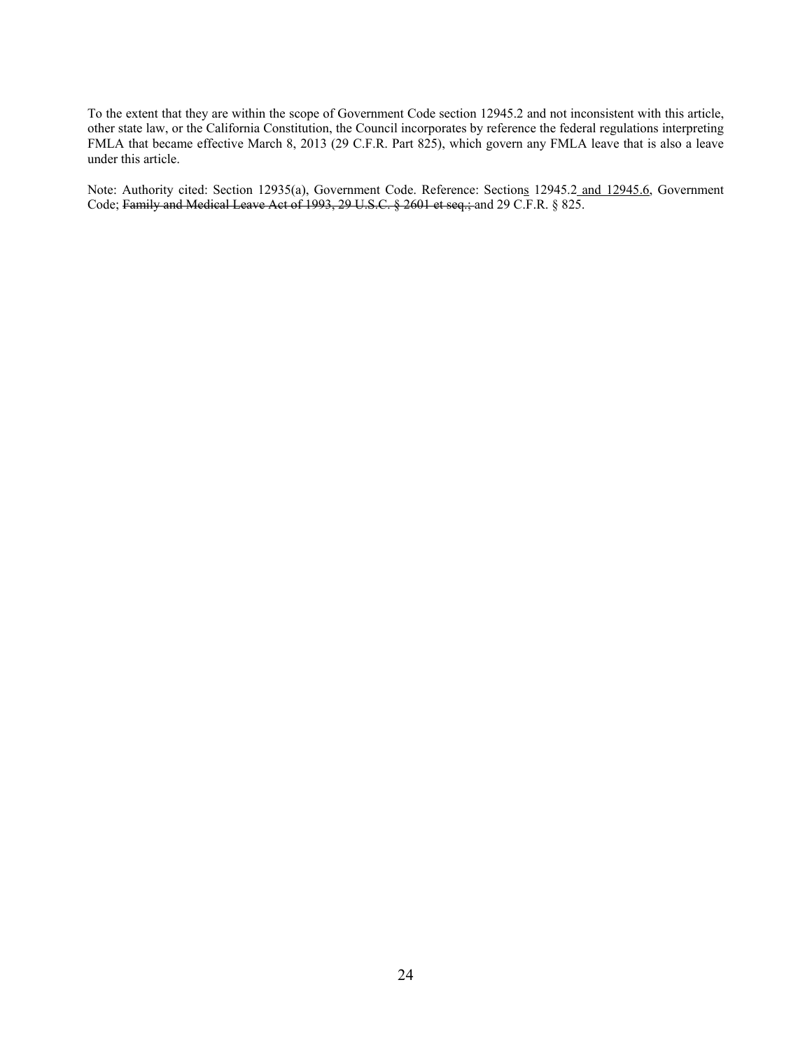To the extent that they are within the scope of Government Code section 12945.2 and not inconsistent with this article, other state law, or the California Constitution, the Council incorporates by reference the federal regulations interpreting FMLA that became effective March 8, 2013 (29 C.F.R. Part 825), which govern any FMLA leave that is also a leave under this article.

Note: Authority cited: Section 12935(a), Government Code. Reference: Section<u>s</u> 12945.2<u> and 12945.6</u>, Government Code; ~~Family and Medical Leave Act of 1993, 29 U.S.C. § 2601 et seq.;~~ and 29 C.F.R. § 825.